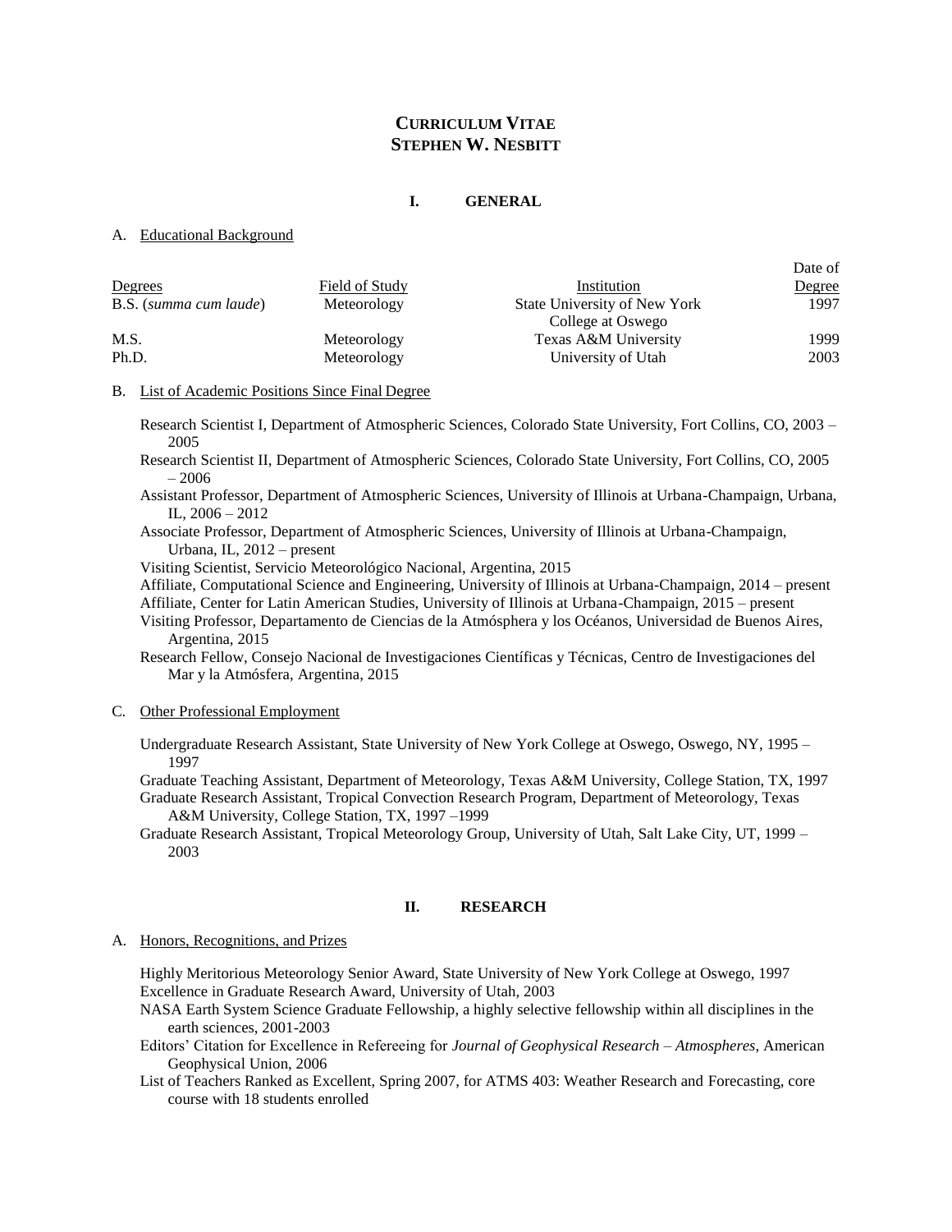# CURRICULUM VITAE
# STEPHEN W. NESBITT

## I. GENERAL

### A. Educational Background

| Degrees | Field of Study | Institution | Date of Degree |
|---|---|---|---|
| B.S. (*summa cum laude*) | Meteorology | State University of New York College at Oswego | 1997 |
| M.S. | Meteorology | Texas A&M University | 1999 |
| Ph.D. | Meteorology | University of Utah | 2003 |

### B. List of Academic Positions Since Final Degree

Research Scientist I, Department of Atmospheric Sciences, Colorado State University, Fort Collins, CO, 2003 – 2005

Research Scientist II, Department of Atmospheric Sciences, Colorado State University, Fort Collins, CO, 2005 – 2006

Assistant Professor, Department of Atmospheric Sciences, University of Illinois at Urbana-Champaign, Urbana, IL, 2006 – 2012

Associate Professor, Department of Atmospheric Sciences, University of Illinois at Urbana-Champaign, Urbana, IL, 2012 – present

Visiting Scientist, Servicio Meteorológico Nacional, Argentina, 2015

Affiliate, Computational Science and Engineering, University of Illinois at Urbana-Champaign, 2014 – present

Affiliate, Center for Latin American Studies, University of Illinois at Urbana-Champaign, 2015 – present

Visiting Professor, Departamento de Ciencias de la Atmósphera y los Océanos, Universidad de Buenos Aires, Argentina, 2015

Research Fellow, Consejo Nacional de Investigaciones Científicas y Técnicas, Centro de Investigaciones del Mar y la Atmósfera, Argentina, 2015

### C. Other Professional Employment

Undergraduate Research Assistant, State University of New York College at Oswego, Oswego, NY, 1995 – 1997

Graduate Teaching Assistant, Department of Meteorology, Texas A&M University, College Station, TX, 1997

Graduate Research Assistant, Tropical Convection Research Program, Department of Meteorology, Texas A&M University, College Station, TX, 1997 –1999

Graduate Research Assistant, Tropical Meteorology Group, University of Utah, Salt Lake City, UT, 1999 – 2003

## II. RESEARCH

### A. Honors, Recognitions, and Prizes

Highly Meritorious Meteorology Senior Award, State University of New York College at Oswego, 1997

Excellence in Graduate Research Award, University of Utah, 2003

NASA Earth System Science Graduate Fellowship, a highly selective fellowship within all disciplines in the earth sciences, 2001-2003

Editors' Citation for Excellence in Refereeing for *Journal of Geophysical Research – Atmospheres*, American Geophysical Union, 2006

List of Teachers Ranked as Excellent, Spring 2007, for ATMS 403: Weather Research and Forecasting, core course with 18 students enrolled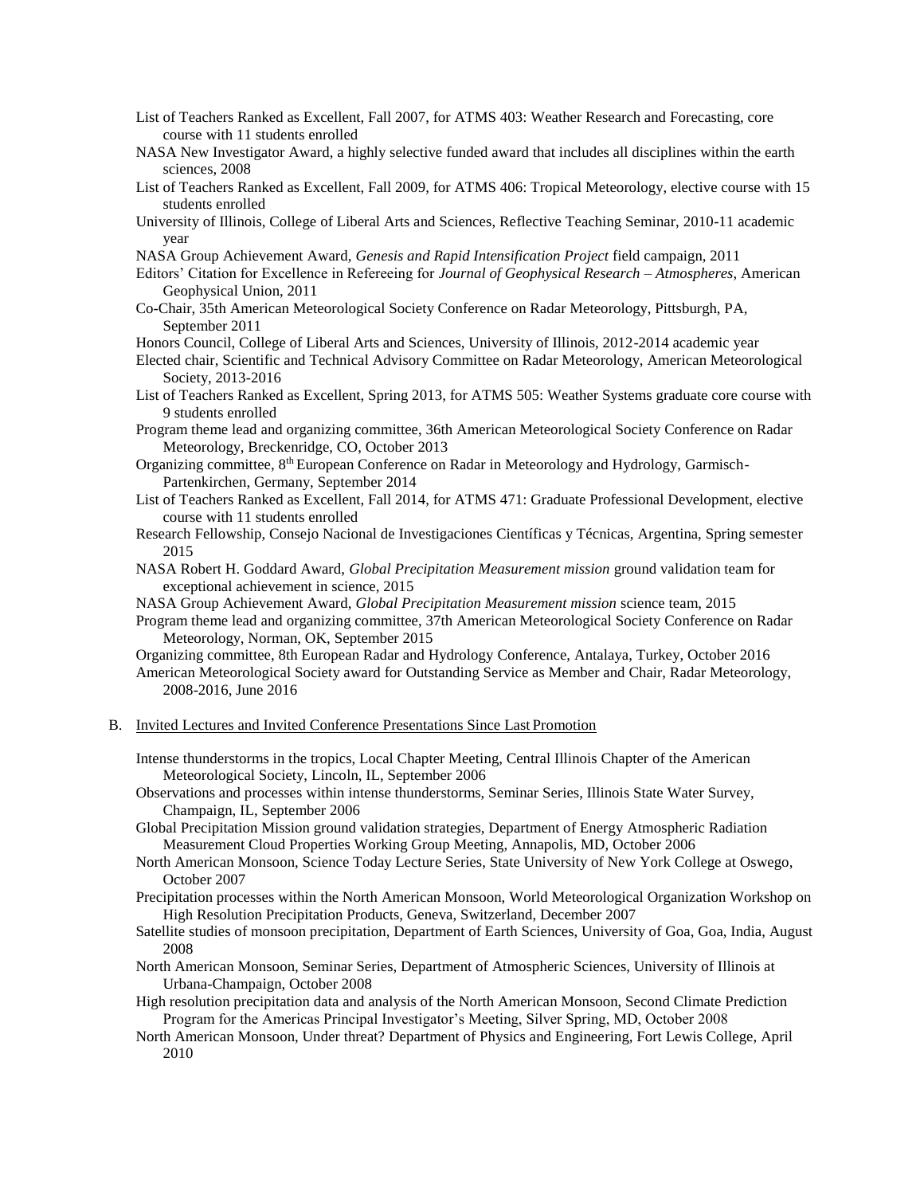List of Teachers Ranked as Excellent, Fall 2007, for ATMS 403: Weather Research and Forecasting, core course with 11 students enrolled

NASA New Investigator Award, a highly selective funded award that includes all disciplines within the earth sciences, 2008

List of Teachers Ranked as Excellent, Fall 2009, for ATMS 406: Tropical Meteorology, elective course with 15 students enrolled

University of Illinois, College of Liberal Arts and Sciences, Reflective Teaching Seminar, 2010-11 academic year

NASA Group Achievement Award, *Genesis and Rapid Intensification Project* field campaign, 2011

Editors' Citation for Excellence in Refereeing for *Journal of Geophysical Research – Atmospheres*, American Geophysical Union, 2011

Co-Chair, 35th American Meteorological Society Conference on Radar Meteorology, Pittsburgh, PA, September 2011

Honors Council, College of Liberal Arts and Sciences, University of Illinois, 2012-2014 academic year

Elected chair, Scientific and Technical Advisory Committee on Radar Meteorology, American Meteorological Society, 2013-2016

List of Teachers Ranked as Excellent, Spring 2013, for ATMS 505: Weather Systems graduate core course with 9 students enrolled

Program theme lead and organizing committee, 36th American Meteorological Society Conference on Radar Meteorology, Breckenridge, CO, October 2013

Organizing committee, 8th European Conference on Radar in Meteorology and Hydrology, Garmisch-Partenkirchen, Germany, September 2014

List of Teachers Ranked as Excellent, Fall 2014, for ATMS 471: Graduate Professional Development, elective course with 11 students enrolled

Research Fellowship, Consejo Nacional de Investigaciones Científicas y Técnicas, Argentina, Spring semester 2015

NASA Robert H. Goddard Award, *Global Precipitation Measurement mission* ground validation team for exceptional achievement in science, 2015

NASA Group Achievement Award, *Global Precipitation Measurement mission* science team, 2015

Program theme lead and organizing committee, 37th American Meteorological Society Conference on Radar Meteorology, Norman, OK, September 2015

Organizing committee, 8th European Radar and Hydrology Conference, Antalaya, Turkey, October 2016

American Meteorological Society award for Outstanding Service as Member and Chair, Radar Meteorology, 2008-2016, June 2016

B. Invited Lectures and Invited Conference Presentations Since Last Promotion

Intense thunderstorms in the tropics, Local Chapter Meeting, Central Illinois Chapter of the American Meteorological Society, Lincoln, IL, September 2006

Observations and processes within intense thunderstorms, Seminar Series, Illinois State Water Survey, Champaign, IL, September 2006

Global Precipitation Mission ground validation strategies, Department of Energy Atmospheric Radiation Measurement Cloud Properties Working Group Meeting, Annapolis, MD, October 2006

North American Monsoon, Science Today Lecture Series, State University of New York College at Oswego, October 2007

Precipitation processes within the North American Monsoon, World Meteorological Organization Workshop on High Resolution Precipitation Products, Geneva, Switzerland, December 2007

Satellite studies of monsoon precipitation, Department of Earth Sciences, University of Goa, Goa, India, August 2008

North American Monsoon, Seminar Series, Department of Atmospheric Sciences, University of Illinois at Urbana-Champaign, October 2008

High resolution precipitation data and analysis of the North American Monsoon, Second Climate Prediction Program for the Americas Principal Investigator's Meeting, Silver Spring, MD, October 2008

North American Monsoon, Under threat? Department of Physics and Engineering, Fort Lewis College, April 2010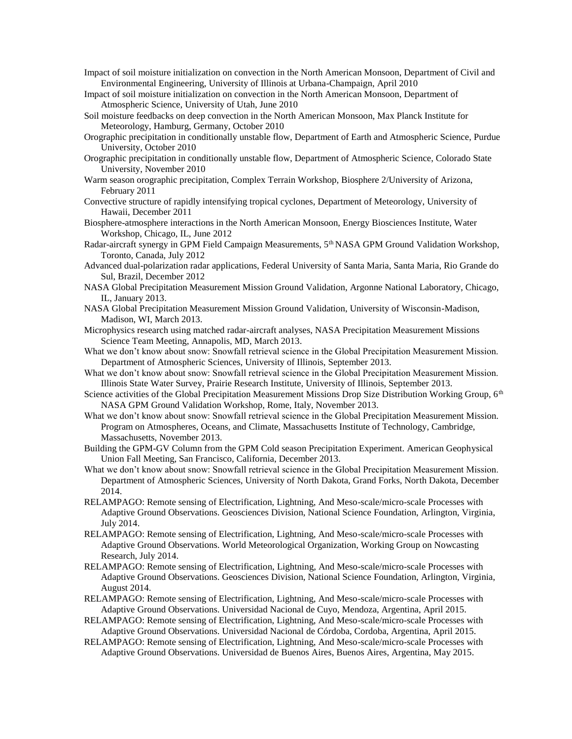Impact of soil moisture initialization on convection in the North American Monsoon, Department of Civil and Environmental Engineering, University of Illinois at Urbana-Champaign, April 2010

Impact of soil moisture initialization on convection in the North American Monsoon, Department of Atmospheric Science, University of Utah, June 2010

Soil moisture feedbacks on deep convection in the North American Monsoon, Max Planck Institute for Meteorology, Hamburg, Germany, October 2010

Orographic precipitation in conditionally unstable flow, Department of Earth and Atmospheric Science, Purdue University, October 2010

Orographic precipitation in conditionally unstable flow, Department of Atmospheric Science, Colorado State University, November 2010

Warm season orographic precipitation, Complex Terrain Workshop, Biosphere 2/University of Arizona, February 2011

Convective structure of rapidly intensifying tropical cyclones, Department of Meteorology, University of Hawaii, December 2011

Biosphere-atmosphere interactions in the North American Monsoon, Energy Biosciences Institute, Water Workshop, Chicago, IL, June 2012

Radar-aircraft synergy in GPM Field Campaign Measurements, 5th NASA GPM Ground Validation Workshop, Toronto, Canada, July 2012

Advanced dual-polarization radar applications, Federal University of Santa Maria, Santa Maria, Rio Grande do Sul, Brazil, December 2012

NASA Global Precipitation Measurement Mission Ground Validation, Argonne National Laboratory, Chicago, IL, January 2013.

NASA Global Precipitation Measurement Mission Ground Validation, University of Wisconsin-Madison, Madison, WI, March 2013.

Microphysics research using matched radar-aircraft analyses, NASA Precipitation Measurement Missions Science Team Meeting, Annapolis, MD, March 2013.

What we don't know about snow: Snowfall retrieval science in the Global Precipitation Measurement Mission. Department of Atmospheric Sciences, University of Illinois, September 2013.

What we don't know about snow: Snowfall retrieval science in the Global Precipitation Measurement Mission. Illinois State Water Survey, Prairie Research Institute, University of Illinois, September 2013.

Science activities of the Global Precipitation Measurement Missions Drop Size Distribution Working Group, 6th NASA GPM Ground Validation Workshop, Rome, Italy, November 2013.

What we don't know about snow: Snowfall retrieval science in the Global Precipitation Measurement Mission. Program on Atmospheres, Oceans, and Climate, Massachusetts Institute of Technology, Cambridge, Massachusetts, November 2013.

Building the GPM-GV Column from the GPM Cold season Precipitation Experiment. American Geophysical Union Fall Meeting, San Francisco, California, December 2013.

What we don't know about snow: Snowfall retrieval science in the Global Precipitation Measurement Mission. Department of Atmospheric Sciences, University of North Dakota, Grand Forks, North Dakota, December 2014.

RELAMPAGO: Remote sensing of Electrification, Lightning, And Meso-scale/micro-scale Processes with Adaptive Ground Observations. Geosciences Division, National Science Foundation, Arlington, Virginia, July 2014.

RELAMPAGO: Remote sensing of Electrification, Lightning, And Meso-scale/micro-scale Processes with Adaptive Ground Observations. World Meteorological Organization, Working Group on Nowcasting Research, July 2014.

RELAMPAGO: Remote sensing of Electrification, Lightning, And Meso-scale/micro-scale Processes with Adaptive Ground Observations. Geosciences Division, National Science Foundation, Arlington, Virginia, August 2014.

RELAMPAGO: Remote sensing of Electrification, Lightning, And Meso-scale/micro-scale Processes with Adaptive Ground Observations. Universidad Nacional de Cuyo, Mendoza, Argentina, April 2015.

RELAMPAGO: Remote sensing of Electrification, Lightning, And Meso-scale/micro-scale Processes with Adaptive Ground Observations. Universidad Nacional de Córdoba, Cordoba, Argentina, April 2015.

RELAMPAGO: Remote sensing of Electrification, Lightning, And Meso-scale/micro-scale Processes with Adaptive Ground Observations. Universidad de Buenos Aires, Buenos Aires, Argentina, May 2015.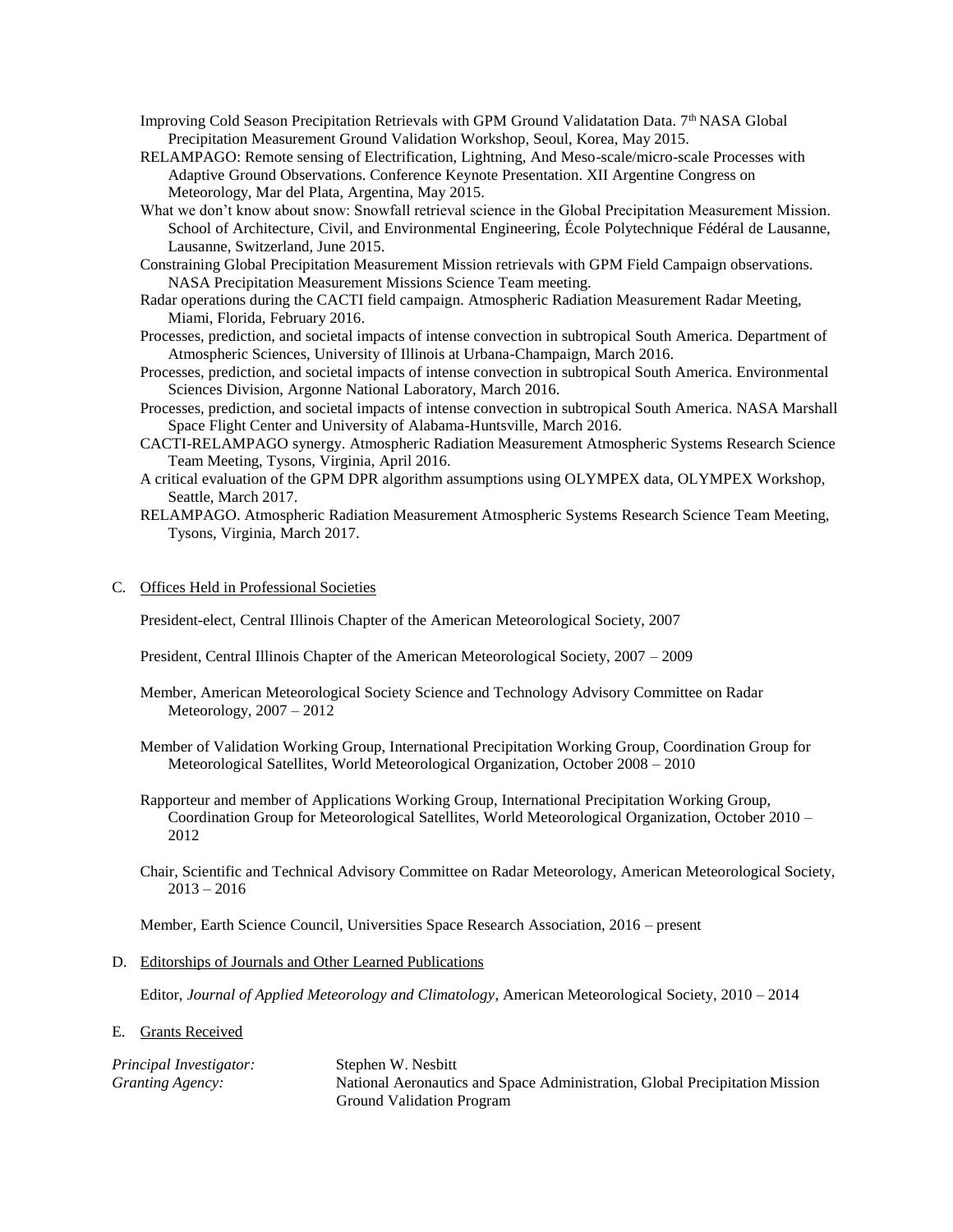Improving Cold Season Precipitation Retrievals with GPM Ground Validatation Data. 7th NASA Global Precipitation Measurement Ground Validation Workshop, Seoul, Korea, May 2015.

RELAMPAGO: Remote sensing of Electrification, Lightning, And Meso-scale/micro-scale Processes with Adaptive Ground Observations. Conference Keynote Presentation. XII Argentine Congress on Meteorology, Mar del Plata, Argentina, May 2015.

What we don't know about snow: Snowfall retrieval science in the Global Precipitation Measurement Mission. School of Architecture, Civil, and Environmental Engineering, École Polytechnique Fédéral de Lausanne, Lausanne, Switzerland, June 2015.

Constraining Global Precipitation Measurement Mission retrievals with GPM Field Campaign observations. NASA Precipitation Measurement Missions Science Team meeting.

Radar operations during the CACTI field campaign. Atmospheric Radiation Measurement Radar Meeting, Miami, Florida, February 2016.

Processes, prediction, and societal impacts of intense convection in subtropical South America. Department of Atmospheric Sciences, University of Illinois at Urbana-Champaign, March 2016.

Processes, prediction, and societal impacts of intense convection in subtropical South America. Environmental Sciences Division, Argonne National Laboratory, March 2016.

Processes, prediction, and societal impacts of intense convection in subtropical South America. NASA Marshall Space Flight Center and University of Alabama-Huntsville, March 2016.

CACTI-RELAMPAGO synergy. Atmospheric Radiation Measurement Atmospheric Systems Research Science Team Meeting, Tysons, Virginia, April 2016.

A critical evaluation of the GPM DPR algorithm assumptions using OLYMPEX data, OLYMPEX Workshop, Seattle, March 2017.

RELAMPAGO. Atmospheric Radiation Measurement Atmospheric Systems Research Science Team Meeting, Tysons, Virginia, March 2017.

C. Offices Held in Professional Societies

President-elect, Central Illinois Chapter of the American Meteorological Society, 2007

President, Central Illinois Chapter of the American Meteorological Society, 2007 – 2009

Member, American Meteorological Society Science and Technology Advisory Committee on Radar Meteorology, 2007 – 2012

Member of Validation Working Group, International Precipitation Working Group, Coordination Group for Meteorological Satellites, World Meteorological Organization, October 2008 – 2010

Rapporteur and member of Applications Working Group, International Precipitation Working Group, Coordination Group for Meteorological Satellites, World Meteorological Organization, October 2010 – 2012

Chair, Scientific and Technical Advisory Committee on Radar Meteorology, American Meteorological Society, 2013 – 2016

Member, Earth Science Council, Universities Space Research Association, 2016 – present

D. Editorships of Journals and Other Learned Publications

Editor, *Journal of Applied Meteorology and Climatology*, American Meteorological Society, 2010 – 2014

E. Grants Received

*Principal Investigator:* Stephen W. Nesbitt
*Granting Agency:* National Aeronautics and Space Administration, Global Precipitation Mission Ground Validation Program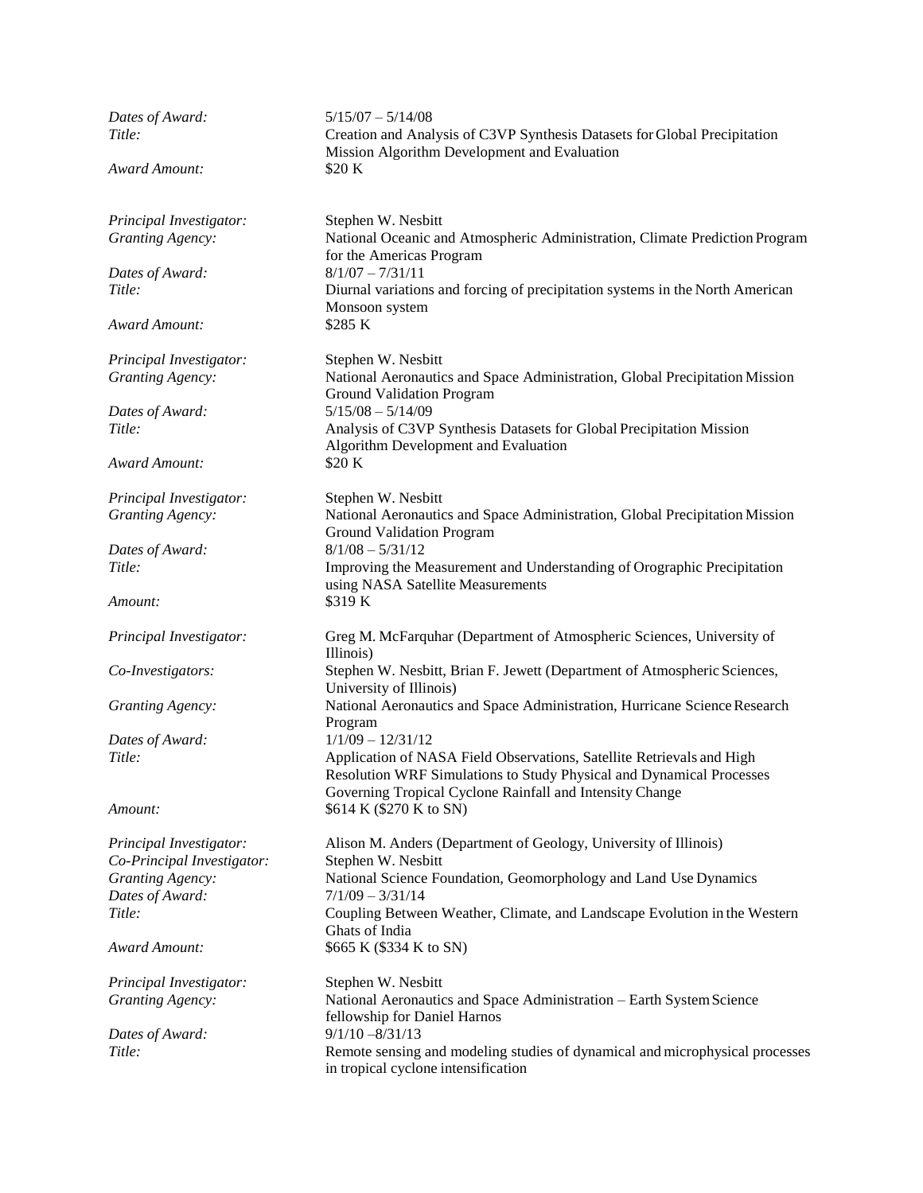*Dates of Award:* 5/15/07 – 5/14/08
*Title:* Creation and Analysis of C3VP Synthesis Datasets for Global Precipitation Mission Algorithm Development and Evaluation
*Award Amount:* \$20 K

*Principal Investigator:* Stephen W. Nesbitt
*Granting Agency:* National Oceanic and Atmospheric Administration, Climate Prediction Program for the Americas Program
*Dates of Award:* 8/1/07 – 7/31/11
*Title:* Diurnal variations and forcing of precipitation systems in the North American Monsoon system
*Award Amount:* \$285 K

*Principal Investigator:* Stephen W. Nesbitt
*Granting Agency:* National Aeronautics and Space Administration, Global Precipitation Mission Ground Validation Program
*Dates of Award:* 5/15/08 – 5/14/09
*Title:* Analysis of C3VP Synthesis Datasets for Global Precipitation Mission Algorithm Development and Evaluation
*Award Amount:* \$20 K

*Principal Investigator:* Stephen W. Nesbitt
*Granting Agency:* National Aeronautics and Space Administration, Global Precipitation Mission Ground Validation Program
*Dates of Award:* 8/1/08 – 5/31/12
*Title:* Improving the Measurement and Understanding of Orographic Precipitation using NASA Satellite Measurements
*Amount:* \$319 K

*Principal Investigator:* Greg M. McFarquhar (Department of Atmospheric Sciences, University of Illinois)
*Co-Investigators:* Stephen W. Nesbitt, Brian F. Jewett (Department of Atmospheric Sciences, University of Illinois)
*Granting Agency:* National Aeronautics and Space Administration, Hurricane Science Research Program
*Dates of Award:* 1/1/09 – 12/31/12
*Title:* Application of NASA Field Observations, Satellite Retrievals and High Resolution WRF Simulations to Study Physical and Dynamical Processes Governing Tropical Cyclone Rainfall and Intensity Change
*Amount:* \$614 K (\$270 K to SN)

*Principal Investigator:* Alison M. Anders (Department of Geology, University of Illinois)
*Co-Principal Investigator:* Stephen W. Nesbitt
*Granting Agency:* National Science Foundation, Geomorphology and Land Use Dynamics
*Dates of Award:* 7/1/09 – 3/31/14
*Title:* Coupling Between Weather, Climate, and Landscape Evolution in the Western Ghats of India
*Award Amount:* \$665 K (\$334 K to SN)

*Principal Investigator:* Stephen W. Nesbitt
*Granting Agency:* National Aeronautics and Space Administration – Earth System Science fellowship for Daniel Harnos
*Dates of Award:* 9/1/10 –8/31/13
*Title:* Remote sensing and modeling studies of dynamical and microphysical processes in tropical cyclone intensification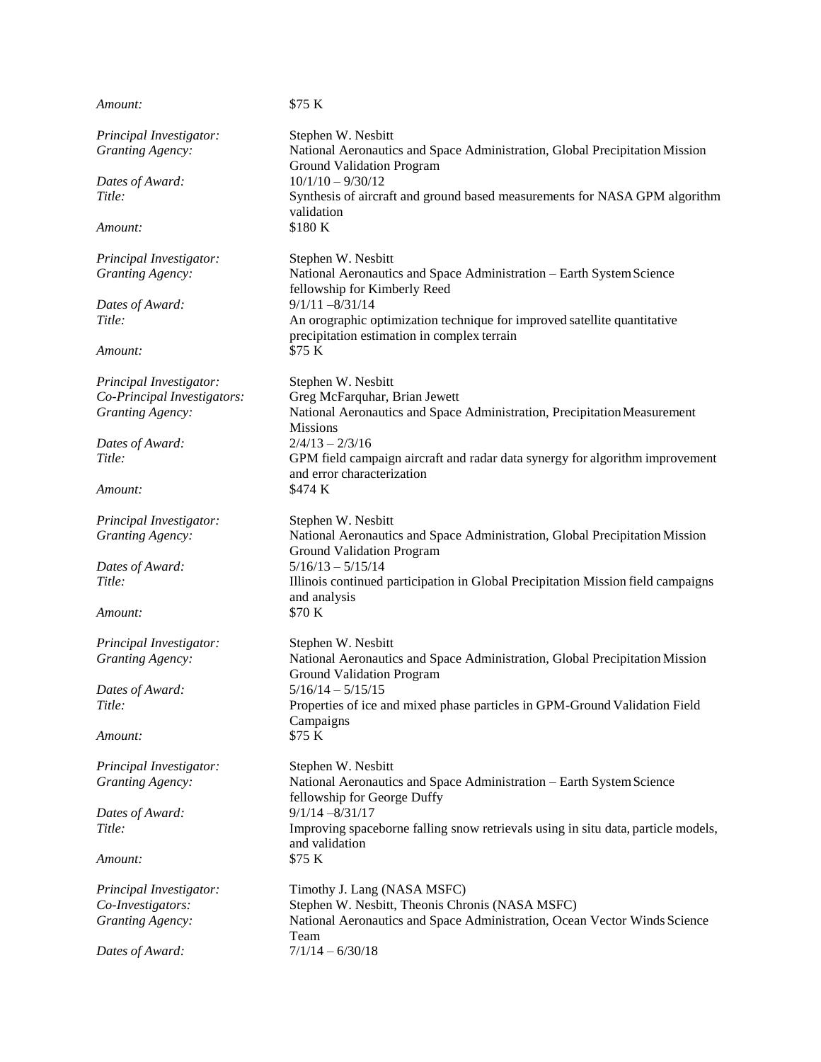*Amount:* $75 K

*Principal Investigator:* Stephen W. Nesbitt
*Granting Agency:* National Aeronautics and Space Administration, Global Precipitation Mission Ground Validation Program
*Dates of Award:* 10/1/10 – 9/30/12
*Title:* Synthesis of aircraft and ground based measurements for NASA GPM algorithm validation
*Amount:* $180 K

*Principal Investigator:* Stephen W. Nesbitt
*Granting Agency:* National Aeronautics and Space Administration – Earth System Science fellowship for Kimberly Reed
*Dates of Award:* 9/1/11 –8/31/14
*Title:* An orographic optimization technique for improved satellite quantitative precipitation estimation in complex terrain
*Amount:* $75 K

*Principal Investigator:* Stephen W. Nesbitt
*Co-Principal Investigators:* Greg McFarquhar, Brian Jewett
*Granting Agency:* National Aeronautics and Space Administration, Precipitation Measurement Missions
*Dates of Award:* 2/4/13 – 2/3/16
*Title:* GPM field campaign aircraft and radar data synergy for algorithm improvement and error characterization
*Amount:* $474 K

*Principal Investigator:* Stephen W. Nesbitt
*Granting Agency:* National Aeronautics and Space Administration, Global Precipitation Mission Ground Validation Program
*Dates of Award:* 5/16/13 – 5/15/14
*Title:* Illinois continued participation in Global Precipitation Mission field campaigns and analysis
*Amount:* $70 K

*Principal Investigator:* Stephen W. Nesbitt
*Granting Agency:* National Aeronautics and Space Administration, Global Precipitation Mission Ground Validation Program
*Dates of Award:* 5/16/14 – 5/15/15
*Title:* Properties of ice and mixed phase particles in GPM-Ground Validation Field Campaigns
*Amount:* $75 K

*Principal Investigator:* Stephen W. Nesbitt
*Granting Agency:* National Aeronautics and Space Administration – Earth System Science fellowship for George Duffy
*Dates of Award:* 9/1/14 –8/31/17
*Title:* Improving spaceborne falling snow retrievals using in situ data, particle models, and validation
*Amount:* $75 K

*Principal Investigator:* Timothy J. Lang (NASA MSFC)
*Co-Investigators:* Stephen W. Nesbitt, Theonis Chronis (NASA MSFC)
*Granting Agency:* National Aeronautics and Space Administration, Ocean Vector Winds Science Team
*Dates of Award:* 7/1/14 – 6/30/18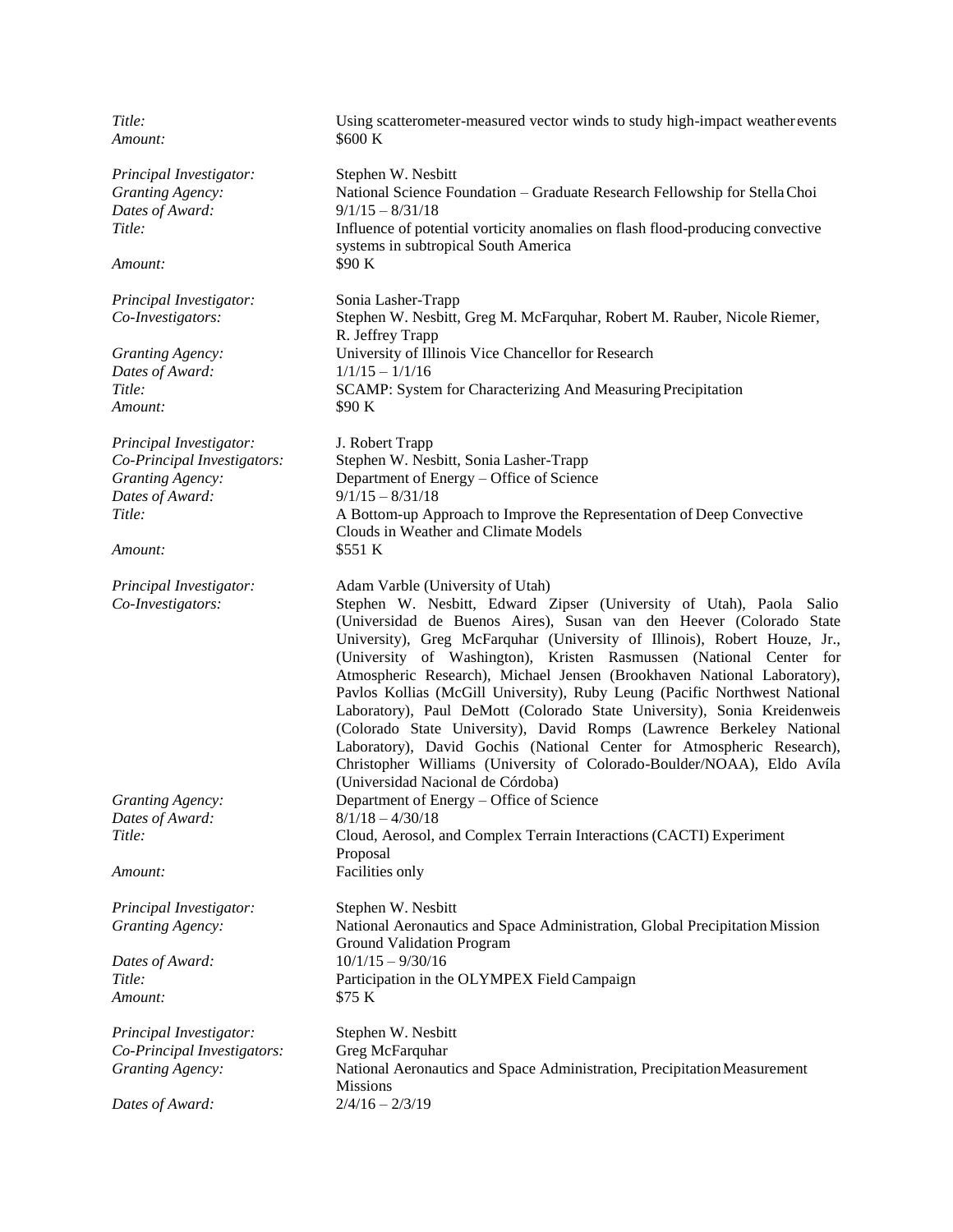*Title:* Using scatterometer-measured vector winds to study high-impact weather events
*Amount:* $600 K

*Principal Investigator:* Stephen W. Nesbitt
*Granting Agency:* National Science Foundation – Graduate Research Fellowship for Stella Choi
*Dates of Award:* 9/1/15 – 8/31/18
*Title:* Influence of potential vorticity anomalies on flash flood-producing convective systems in subtropical South America
*Amount:* $90 K

*Principal Investigator:* Sonia Lasher-Trapp
*Co-Investigators:* Stephen W. Nesbitt, Greg M. McFarquhar, Robert M. Rauber, Nicole Riemer, R. Jeffrey Trapp
*Granting Agency:* University of Illinois Vice Chancellor for Research
*Dates of Award:* 1/1/15 – 1/1/16
*Title:* SCAMP: System for Characterizing And Measuring Precipitation
*Amount:* $90 K

*Principal Investigator:* J. Robert Trapp
*Co-Principal Investigators:* Stephen W. Nesbitt, Sonia Lasher-Trapp
*Granting Agency:* Department of Energy – Office of Science
*Dates of Award:* 9/1/15 – 8/31/18
*Title:* A Bottom-up Approach to Improve the Representation of Deep Convective Clouds in Weather and Climate Models
*Amount:* $551 K

*Principal Investigator:* Adam Varble (University of Utah)
*Co-Investigators:* Stephen W. Nesbitt, Edward Zipser (University of Utah), Paola Salio (Universidad de Buenos Aires), Susan van den Heever (Colorado State University), Greg McFarquhar (University of Illinois), Robert Houze, Jr., (University of Washington), Kristen Rasmussen (National Center for Atmospheric Research), Michael Jensen (Brookhaven National Laboratory), Pavlos Kollias (McGill University), Ruby Leung (Pacific Northwest National Laboratory), Paul DeMott (Colorado State University), Sonia Kreidenweis (Colorado State University), David Romps (Lawrence Berkeley National Laboratory), David Gochis (National Center for Atmospheric Research), Christopher Williams (University of Colorado-Boulder/NOAA), Eldo Avíla (Universidad Nacional de Córdoba)
*Granting Agency:* Department of Energy – Office of Science
*Dates of Award:* 8/1/18 – 4/30/18
*Title:* Cloud, Aerosol, and Complex Terrain Interactions (CACTI) Experiment Proposal
*Amount:* Facilities only

*Principal Investigator:* Stephen W. Nesbitt
*Granting Agency:* National Aeronautics and Space Administration, Global Precipitation Mission Ground Validation Program
*Dates of Award:* 10/1/15 – 9/30/16
*Title:* Participation in the OLYMPEX Field Campaign
*Amount:* $75 K

*Principal Investigator:* Stephen W. Nesbitt
*Co-Principal Investigators:* Greg McFarquhar
*Granting Agency:* National Aeronautics and Space Administration, Precipitation Measurement Missions
*Dates of Award:* 2/4/16 – 2/3/19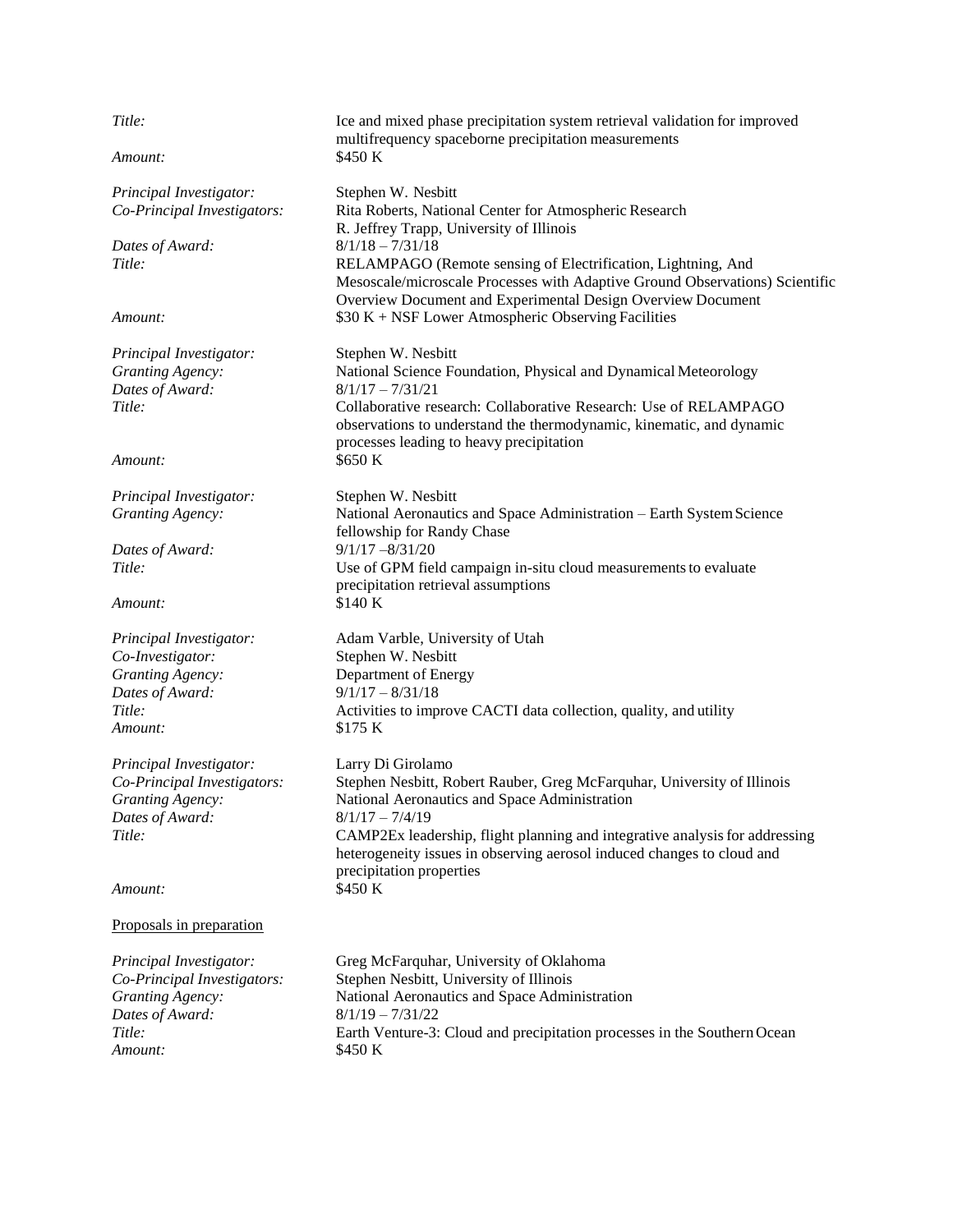*Title:* Ice and mixed phase precipitation system retrieval validation for improved multifrequency spaceborne precipitation measurements
*Amount:* $450 K

*Principal Investigator:* Stephen W. Nesbitt
*Co-Principal Investigators:* Rita Roberts, National Center for Atmospheric Research
R. Jeffrey Trapp, University of Illinois
*Dates of Award:* 8/1/18 – 7/31/18
*Title:* RELAMPAGO (Remote sensing of Electrification, Lightning, And Mesoscale/microscale Processes with Adaptive Ground Observations) Scientific Overview Document and Experimental Design Overview Document
*Amount:* $30 K + NSF Lower Atmospheric Observing Facilities

*Principal Investigator:* Stephen W. Nesbitt
*Granting Agency:* National Science Foundation, Physical and Dynamical Meteorology
*Dates of Award:* 8/1/17 – 7/31/21
*Title:* Collaborative research: Collaborative Research: Use of RELAMPAGO observations to understand the thermodynamic, kinematic, and dynamic processes leading to heavy precipitation
*Amount:* $650 K

*Principal Investigator:* Stephen W. Nesbitt
*Granting Agency:* National Aeronautics and Space Administration – Earth System Science fellowship for Randy Chase
*Dates of Award:* 9/1/17 –8/31/20
*Title:* Use of GPM field campaign in-situ cloud measurements to evaluate precipitation retrieval assumptions
*Amount:* $140 K

*Principal Investigator:* Adam Varble, University of Utah
*Co-Investigator:* Stephen W. Nesbitt
*Granting Agency:* Department of Energy
*Dates of Award:* 9/1/17 – 8/31/18
*Title:* Activities to improve CACTI data collection, quality, and utility
*Amount:* $175 K

*Principal Investigator:* Larry Di Girolamo
*Co-Principal Investigators:* Stephen Nesbitt, Robert Rauber, Greg McFarquhar, University of Illinois
*Granting Agency:* National Aeronautics and Space Administration
*Dates of Award:* 8/1/17 – 7/4/19
*Title:* CAMP2Ex leadership, flight planning and integrative analysis for addressing heterogeneity issues in observing aerosol induced changes to cloud and precipitation properties
*Amount:* $450 K

<u>Proposals in preparation</u>

*Principal Investigator:* Greg McFarquhar, University of Oklahoma
*Co-Principal Investigators:* Stephen Nesbitt, University of Illinois
*Granting Agency:* National Aeronautics and Space Administration
*Dates of Award:* 8/1/19 – 7/31/22
*Title:* Earth Venture-3: Cloud and precipitation processes in the Southern Ocean
*Amount:* $450 K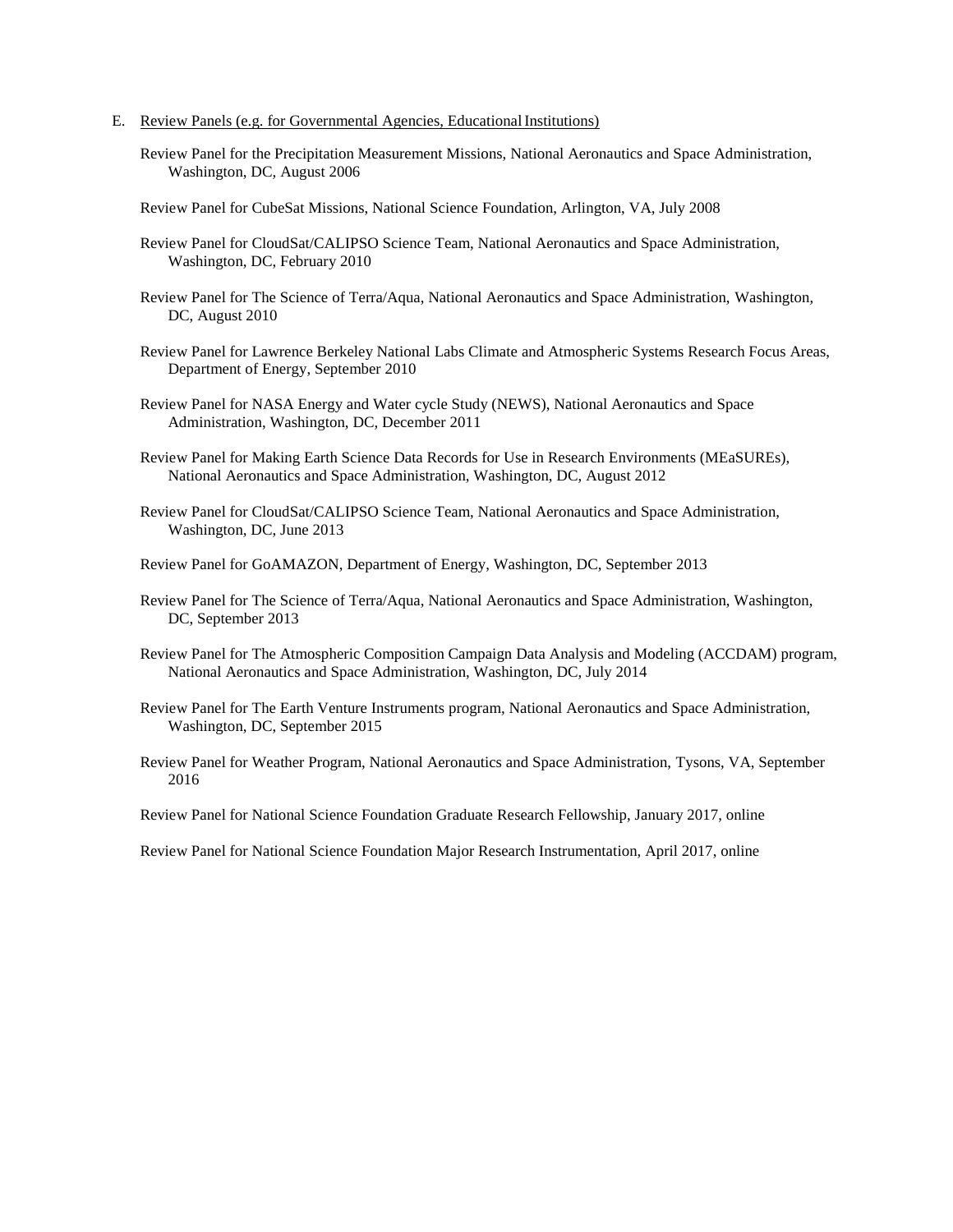E. Review Panels (e.g. for Governmental Agencies, Educational Institutions)

Review Panel for the Precipitation Measurement Missions, National Aeronautics and Space Administration, Washington, DC, August 2006

Review Panel for CubeSat Missions, National Science Foundation, Arlington, VA, July 2008

Review Panel for CloudSat/CALIPSO Science Team, National Aeronautics and Space Administration, Washington, DC, February 2010

Review Panel for The Science of Terra/Aqua, National Aeronautics and Space Administration, Washington, DC, August 2010

Review Panel for Lawrence Berkeley National Labs Climate and Atmospheric Systems Research Focus Areas, Department of Energy, September 2010

Review Panel for NASA Energy and Water cycle Study (NEWS), National Aeronautics and Space Administration, Washington, DC, December 2011

Review Panel for Making Earth Science Data Records for Use in Research Environments (MEaSUREs), National Aeronautics and Space Administration, Washington, DC, August 2012

Review Panel for CloudSat/CALIPSO Science Team, National Aeronautics and Space Administration, Washington, DC, June 2013

Review Panel for GoAMAZON, Department of Energy, Washington, DC, September 2013

Review Panel for The Science of Terra/Aqua, National Aeronautics and Space Administration, Washington, DC, September 2013

Review Panel for The Atmospheric Composition Campaign Data Analysis and Modeling (ACCDAM) program, National Aeronautics and Space Administration, Washington, DC, July 2014

Review Panel for The Earth Venture Instruments program, National Aeronautics and Space Administration, Washington, DC, September 2015

Review Panel for Weather Program, National Aeronautics and Space Administration, Tysons, VA, September 2016

Review Panel for National Science Foundation Graduate Research Fellowship, January 2017, online

Review Panel for National Science Foundation Major Research Instrumentation, April 2017, online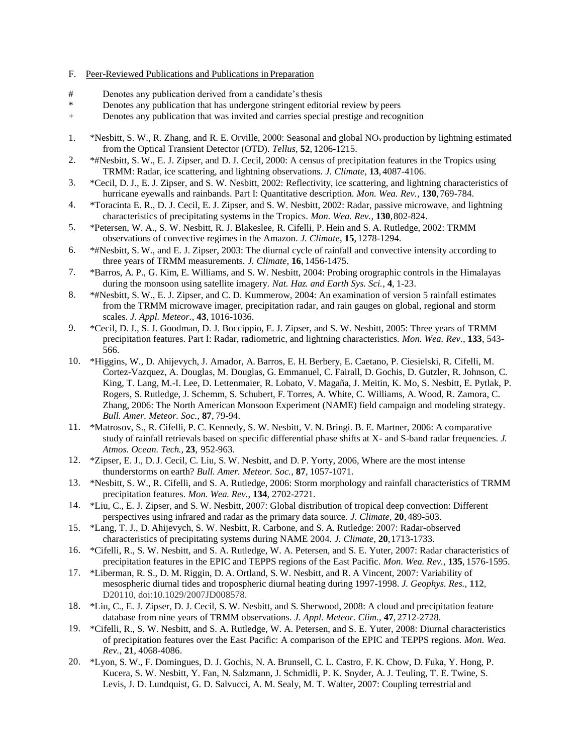F. Peer-Reviewed Publications and Publications in Preparation

\# Denotes any publication derived from a candidate's thesis

\* Denotes any publication that has undergone stringent editorial review by peers

\+ Denotes any publication that was invited and carries special prestige and recognition

1. *Nesbitt, S. W., R. Zhang, and R. E. Orville, 2000: Seasonal and global $NO_x$ production by lightning estimated from the Optical Transient Detector (OTD). *Tellus*, **52**, 1206-1215.
2. *#Nesbitt, S. W., E. J. Zipser, and D. J. Cecil, 2000: A census of precipitation features in the Tropics using TRMM: Radar, ice scattering, and lightning observations. *J. Climate*, **13**, 4087-4106.
3. *Cecil, D. J., E. J. Zipser, and S. W. Nesbitt, 2002: Reflectivity, ice scattering, and lightning characteristics of hurricane eyewalls and rainbands. Part I: Quantitative description. *Mon. Wea. Rev.*, **130**, 769-784.
4. *Toracinta E. R., D. J. Cecil, E. J. Zipser, and S. W. Nesbitt, 2002: Radar, passive microwave, and lightning characteristics of precipitating systems in the Tropics. *Mon. Wea. Rev.*, **130**, 802-824.
5. *Petersen, W. A., S. W. Nesbitt, R. J. Blakeslee, R. Cifelli, P. Hein and S. A. Rutledge, 2002: TRMM observations of convective regimes in the Amazon. *J. Climate*, **15**, 1278-1294.
6. *#Nesbitt, S. W., and E. J. Zipser, 2003: The diurnal cycle of rainfall and convective intensity according to three years of TRMM measurements. *J. Climate*, **16**, 1456-1475.
7. *Barros, A. P., G. Kim, E. Williams, and S. W. Nesbitt, 2004: Probing orographic controls in the Himalayas during the monsoon using satellite imagery. *Nat. Haz. and Earth Sys. Sci.*, **4**, 1-23.
8. *#Nesbitt, S. W., E. J. Zipser, and C. D. Kummerow, 2004: An examination of version 5 rainfall estimates from the TRMM microwave imager, precipitation radar, and rain gauges on global, regional and storm scales. *J. Appl. Meteor.*, **43**, 1016-1036.
9. *Cecil, D. J., S. J. Goodman, D. J. Boccippio, E. J. Zipser, and S. W. Nesbitt, 2005: Three years of TRMM precipitation features. Part I: Radar, radiometric, and lightning characteristics. *Mon. Wea. Rev.*, **133**, 543-566.
10. *Higgins, W., D. Ahijevych, J. Amador, A. Barros, E. H. Berbery, E. Caetano, P. Ciesielski, R. Cifelli, M. Cortez-Vazquez, A. Douglas, M. Douglas, G. Emmanuel, C. Fairall, D. Gochis, D. Gutzler, R. Johnson, C. King, T. Lang, M.-I. Lee, D. Lettenmaier, R. Lobato, V. Magaña, J. Meitin, K. Mo, S. Nesbitt, E. Pytlak, P. Rogers, S. Rutledge, J. Schemm, S. Schubert, F. Torres, A. White, C. Williams, A. Wood, R. Zamora, C. Zhang, 2006: The North American Monsoon Experiment (NAME) field campaign and modeling strategy. *Bull. Amer. Meteor. Soc.*, **87**, 79-94.
11. *Matrosov, S., R. Cifelli, P. C. Kennedy, S. W. Nesbitt, V. N. Bringi. B. E. Martner, 2006: A comparative study of rainfall retrievals based on specific differential phase shifts at X- and S-band radar frequencies. *J. Atmos. Ocean. Tech.*, **23**, 952-963.
12. *Zipser, E. J., D. J. Cecil, C. Liu, S. W. Nesbitt, and D. P. Yorty, 2006, Where are the most intense thunderstorms on earth? *Bull. Amer. Meteor. Soc.*, **87**, 1057-1071.
13. *Nesbitt, S. W., R. Cifelli, and S. A. Rutledge, 2006: Storm morphology and rainfall characteristics of TRMM precipitation features. *Mon. Wea. Rev.*, **134**, 2702-2721.
14. *Liu, C., E. J. Zipser, and S. W. Nesbitt, 2007: Global distribution of tropical deep convection: Different perspectives using infrared and radar as the primary data source. *J. Climate*, **20**, 489-503.
15. *Lang, T. J., D. Ahijevych, S. W. Nesbitt, R. Carbone, and S. A. Rutledge: 2007: Radar-observed characteristics of precipitating systems during NAME 2004. *J. Climate*, **20**, 1713-1733.
16. *Cifelli, R., S. W. Nesbitt, and S. A. Rutledge, W. A. Petersen, and S. E. Yuter, 2007: Radar characteristics of precipitation features in the EPIC and TEPPS regions of the East Pacific. *Mon. Wea. Rev.*, **135**, 1576-1595.
17. *Liberman, R. S., D. M. Riggin, D. A. Ortland, S. W. Nesbitt, and R. A Vincent, 2007: Variability of mesospheric diurnal tides and tropospheric diurnal heating during 1997-1998. *J. Geophys. Res.*, **112**, D20110, doi:10.1029/2007JD008578.
18. *Liu, C., E. J. Zipser, D. J. Cecil, S. W. Nesbitt, and S. Sherwood, 2008: A cloud and precipitation feature database from nine years of TRMM observations. *J. Appl. Meteor. Clim.*, **47**, 2712-2728.
19. *Cifelli, R., S. W. Nesbitt, and S. A. Rutledge, W. A. Petersen, and S. E. Yuter, 2008: Diurnal characteristics of precipitation features over the East Pacific: A comparison of the EPIC and TEPPS regions. *Mon. Wea. Rev.*, **21**, 4068-4086.
20. *Lyon, S. W., F. Domingues, D. J. Gochis, N. A. Brunsell, C. L. Castro, F. K. Chow, D. Fuka, Y. Hong, P. Kucera, S. W. Nesbitt, Y. Fan, N. Salzmann, J. Schmidli, P. K. Snyder, A. J. Teuling, T. E. Twine, S. Levis, J. D. Lundquist, G. D. Salvucci, A. M. Sealy, M. T. Walter, 2007: Coupling terrestrial and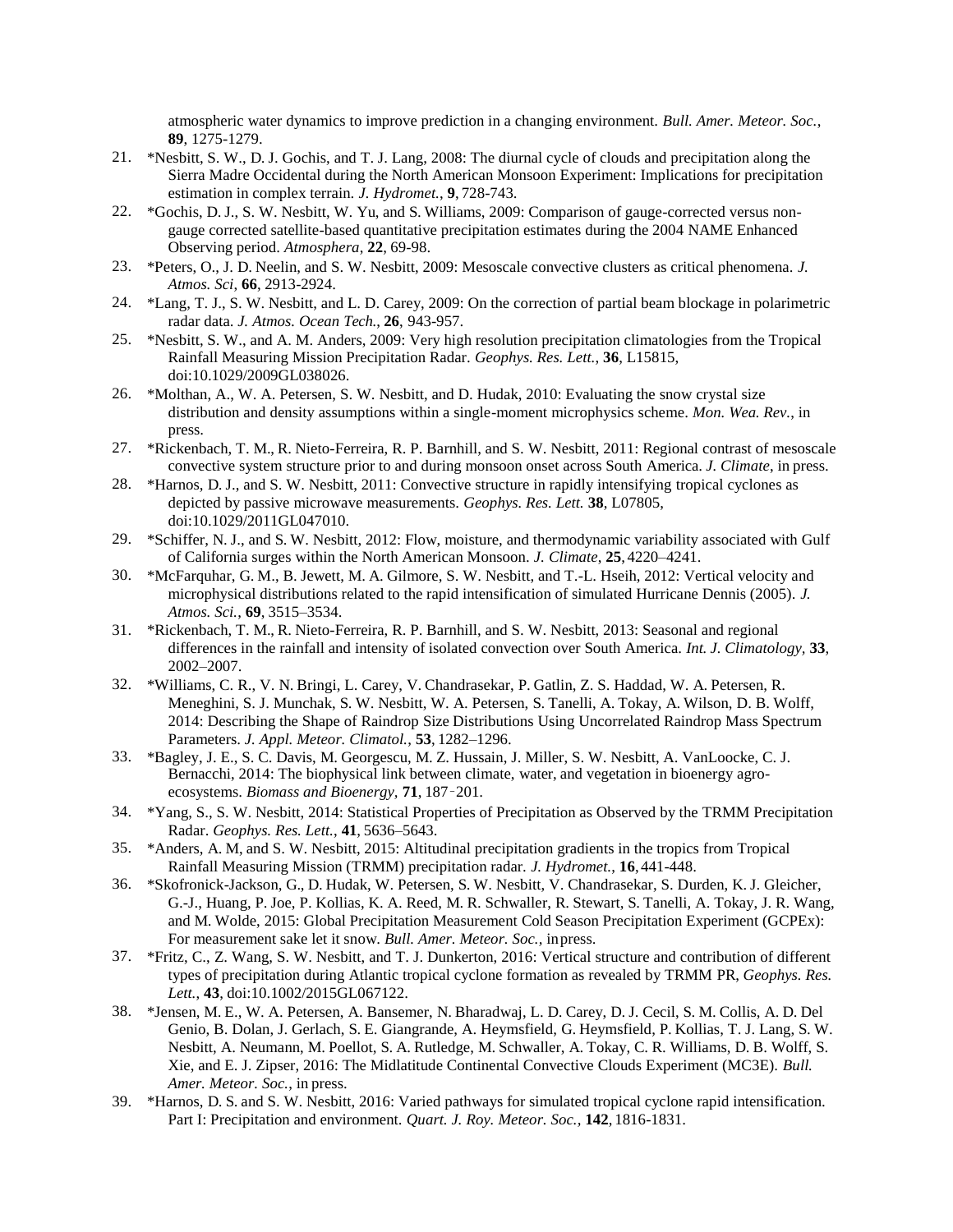atmospheric water dynamics to improve prediction in a changing environment. *Bull. Amer. Meteor. Soc.*, **89**, 1275-1279.

21. *Nesbitt, S. W., D. J. Gochis, and T. J. Lang, 2008: The diurnal cycle of clouds and precipitation along the Sierra Madre Occidental during the North American Monsoon Experiment: Implications for precipitation estimation in complex terrain. *J. Hydromet.*, **9**, 728-743.
22. *Gochis, D. J., S. W. Nesbitt, W. Yu, and S. Williams, 2009: Comparison of gauge-corrected versus non-gauge corrected satellite-based quantitative precipitation estimates during the 2004 NAME Enhanced Observing period. *Atmosphera*, **22**, 69-98.
23. *Peters, O., J. D. Neelin, and S. W. Nesbitt, 2009: Mesoscale convective clusters as critical phenomena. *J. Atmos. Sci*, **66**, 2913-2924.
24. *Lang, T. J., S. W. Nesbitt, and L. D. Carey, 2009: On the correction of partial beam blockage in polarimetric radar data. *J. Atmos. Ocean Tech.*, **26**, 943-957.
25. *Nesbitt, S. W., and A. M. Anders, 2009: Very high resolution precipitation climatologies from the Tropical Rainfall Measuring Mission Precipitation Radar. *Geophys. Res. Lett.*, **36**, L15815, doi:10.1029/2009GL038026.
26. *Molthan, A., W. A. Petersen, S. W. Nesbitt, and D. Hudak, 2010: Evaluating the snow crystal size distribution and density assumptions within a single-moment microphysics scheme. *Mon. Wea. Rev.*, in press.
27. *Rickenbach, T. M., R. Nieto-Ferreira, R. P. Barnhill, and S. W. Nesbitt, 2011: Regional contrast of mesoscale convective system structure prior to and during monsoon onset across South America. *J. Climate*, in press.
28. *Harnos, D. J., and S. W. Nesbitt, 2011: Convective structure in rapidly intensifying tropical cyclones as depicted by passive microwave measurements. *Geophys. Res. Lett.* **38**, L07805, doi:10.1029/2011GL047010.
29. *Schiffer, N. J., and S. W. Nesbitt, 2012: Flow, moisture, and thermodynamic variability associated with Gulf of California surges within the North American Monsoon. *J. Climate*, **25**, 4220–4241.
30. *McFarquhar, G. M., B. Jewett, M. A. Gilmore, S. W. Nesbitt, and T.-L. Hseih, 2012: Vertical velocity and microphysical distributions related to the rapid intensification of simulated Hurricane Dennis (2005). *J. Atmos. Sci.*, **69**, 3515–3534.
31. *Rickenbach, T. M., R. Nieto-Ferreira, R. P. Barnhill, and S. W. Nesbitt, 2013: Seasonal and regional differences in the rainfall and intensity of isolated convection over South America. *Int. J. Climatology*, **33**, 2002–2007.
32. *Williams, C. R., V. N. Bringi, L. Carey, V. Chandrasekar, P. Gatlin, Z. S. Haddad, W. A. Petersen, R. Meneghini, S. J. Munchak, S. W. Nesbitt, W. A. Petersen, S. Tanelli, A. Tokay, A. Wilson, D. B. Wolff, 2014: Describing the Shape of Raindrop Size Distributions Using Uncorrelated Raindrop Mass Spectrum Parameters. *J. Appl. Meteor. Climatol.*, **53**, 1282–1296.
33. *Bagley, J. E., S. C. Davis, M. Georgescu, M. Z. Hussain, J. Miller, S. W. Nesbitt, A. VanLoocke, C. J. Bernacchi, 2014: The biophysical link between climate, water, and vegetation in bioenergy agro-ecosystems. *Biomass and Bioenergy*, **71**, 187‑201.
34. *Yang, S., S. W. Nesbitt, 2014: Statistical Properties of Precipitation as Observed by the TRMM Precipitation Radar. *Geophys. Res. Lett.*, **41**, 5636–5643.
35. *Anders, A. M, and S. W. Nesbitt, 2015: Altitudinal precipitation gradients in the tropics from Tropical Rainfall Measuring Mission (TRMM) precipitation radar. *J. Hydromet.*, **16**, 441-448.
36. *Skofronick-Jackson, G., D. Hudak, W. Petersen, S. W. Nesbitt, V. Chandrasekar, S. Durden, K. J. Gleicher, G.-J., Huang, P. Joe, P. Kollias, K. A. Reed, M. R. Schwaller, R. Stewart, S. Tanelli, A. Tokay, J. R. Wang, and M. Wolde, 2015: Global Precipitation Measurement Cold Season Precipitation Experiment (GCPEx): For measurement sake let it snow. *Bull. Amer. Meteor. Soc.*, in press.
37. *Fritz, C., Z. Wang, S. W. Nesbitt, and T. J. Dunkerton, 2016: Vertical structure and contribution of different types of precipitation during Atlantic tropical cyclone formation as revealed by TRMM PR, *Geophys. Res. Lett.*, **43**, doi:10.1002/2015GL067122.
38. *Jensen, M. E., W. A. Petersen, A. Bansemer, N. Bharadwaj, L. D. Carey, D. J. Cecil, S. M. Collis, A. D. Del Genio, B. Dolan, J. Gerlach, S. E. Giangrande, A. Heymsfield, G. Heymsfield, P. Kollias, T. J. Lang, S. W. Nesbitt, A. Neumann, M. Poellot, S. A. Rutledge, M. Schwaller, A. Tokay, C. R. Williams, D. B. Wolff, S. Xie, and E. J. Zipser, 2016: The Midlatitude Continental Convective Clouds Experiment (MC3E). *Bull. Amer. Meteor. Soc.*, in press.
39. *Harnos, D. S. and S. W. Nesbitt, 2016: Varied pathways for simulated tropical cyclone rapid intensification. Part I: Precipitation and environment. *Quart. J. Roy. Meteor. Soc.*, **142**, 1816-1831.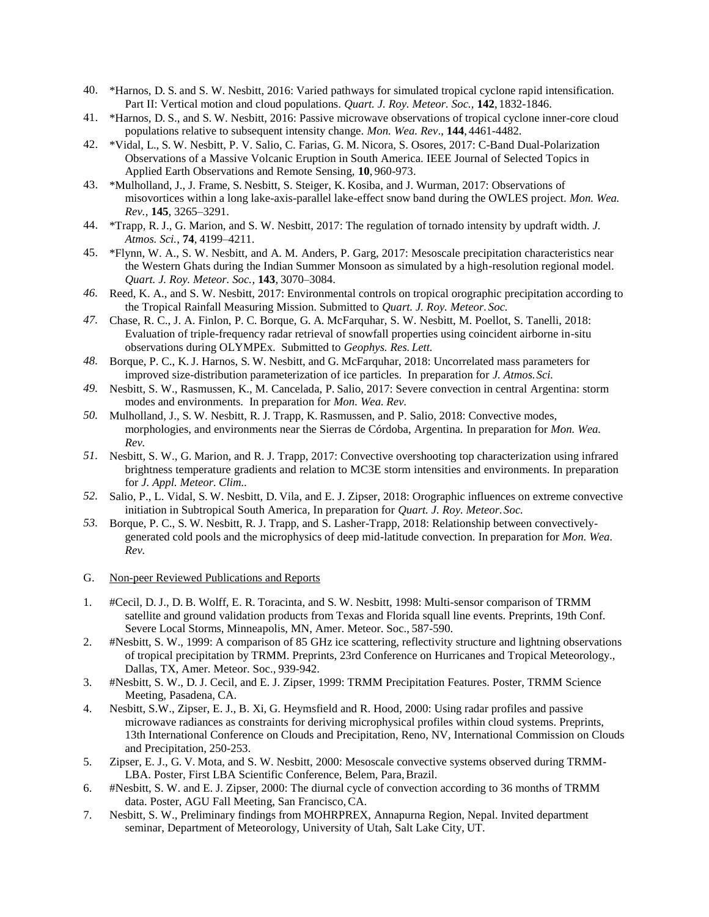40. *Harnos, D. S. and S. W. Nesbitt, 2016: Varied pathways for simulated tropical cyclone rapid intensification. Part II: Vertical motion and cloud populations. *Quart. J. Roy. Meteor. Soc.*, **142**, 1832-1846.
41. *Harnos, D. S., and S. W. Nesbitt, 2016: Passive microwave observations of tropical cyclone inner-core cloud populations relative to subsequent intensity change. *Mon. Wea. Rev*., **144**, 4461-4482.
42. *Vidal, L., S. W. Nesbitt, P. V. Salio, C. Farias, G. M. Nicora, S. Osores, 2017: C-Band Dual-Polarization Observations of a Massive Volcanic Eruption in South America. IEEE Journal of Selected Topics in Applied Earth Observations and Remote Sensing, **10**, 960-973.
43. *Mulholland, J., J. Frame, S. Nesbitt, S. Steiger, K. Kosiba, and J. Wurman, 2017: Observations of misovortices within a long lake-axis-parallel lake-effect snow band during the OWLES project. *Mon. Wea. Rev.*, **145**, 3265–3291.
44. *Trapp, R. J., G. Marion, and S. W. Nesbitt, 2017: The regulation of tornado intensity by updraft width. *J. Atmos. Sci.*, **74**, 4199–4211.
45. *Flynn, W. A., S. W. Nesbitt, and A. M. Anders, P. Garg, 2017: Mesoscale precipitation characteristics near the Western Ghats during the Indian Summer Monsoon as simulated by a high-resolution regional model. *Quart. J. Roy. Meteor. Soc.*, **143**, 3070–3084.
46. Reed, K. A., and S. W. Nesbitt, 2017: Environmental controls on tropical orographic precipitation according to the Tropical Rainfall Measuring Mission. Submitted to *Quart. J. Roy. Meteor. Soc.*
47. Chase, R. C., J. A. Finlon, P. C. Borque, G. A. McFarquhar, S. W. Nesbitt, M. Poellot, S. Tanelli, 2018: Evaluation of triple-frequency radar retrieval of snowfall properties using coincident airborne in-situ observations during OLYMPEx. Submitted to *Geophys. Res. Lett.*
48. Borque, P. C., K. J. Harnos, S. W. Nesbitt, and G. McFarquhar, 2018: Uncorrelated mass parameters for improved size-distribution parameterization of ice particles. In preparation for *J. Atmos. Sci.*
49. Nesbitt, S. W., Rasmussen, K., M. Cancelada, P. Salio, 2017: Severe convection in central Argentina: storm modes and environments. In preparation for *Mon. Wea. Rev.*
50. Mulholland, J., S. W. Nesbitt, R. J. Trapp, K. Rasmussen, and P. Salio, 2018: Convective modes, morphologies, and environments near the Sierras de Córdoba, Argentina. In preparation for *Mon. Wea. Rev.*
51. Nesbitt, S. W., G. Marion, and R. J. Trapp, 2017: Convective overshooting top characterization using infrared brightness temperature gradients and relation to MC3E storm intensities and environments. In preparation for *J. Appl. Meteor. Clim.*.
52. Salio, P., L. Vidal, S. W. Nesbitt, D. Vila, and E. J. Zipser, 2018: Orographic influences on extreme convective initiation in Subtropical South America, In preparation for *Quart. J. Roy. Meteor. Soc.*
53. Borque, P. C., S. W. Nesbitt, R. J. Trapp, and S. Lasher-Trapp, 2018: Relationship between convectively-generated cold pools and the microphysics of deep mid-latitude convection. In preparation for *Mon. Wea. Rev.*

G. Non-peer Reviewed Publications and Reports

1. #Cecil, D. J., D. B. Wolff, E. R. Toracinta, and S. W. Nesbitt, 1998: Multi-sensor comparison of TRMM satellite and ground validation products from Texas and Florida squall line events. Preprints, 19th Conf. Severe Local Storms, Minneapolis, MN, Amer. Meteor. Soc., 587-590.
2. #Nesbitt, S. W., 1999: A comparison of 85 GHz ice scattering, reflectivity structure and lightning observations of tropical precipitation by TRMM. Preprints, 23rd Conference on Hurricanes and Tropical Meteorology., Dallas, TX, Amer. Meteor. Soc., 939-942.
3. #Nesbitt, S. W., D. J. Cecil, and E. J. Zipser, 1999: TRMM Precipitation Features. Poster, TRMM Science Meeting, Pasadena, CA.
4. Nesbitt, S.W., Zipser, E. J., B. Xi, G. Heymsfield and R. Hood, 2000: Using radar profiles and passive microwave radiances as constraints for deriving microphysical profiles within cloud systems. Preprints, 13th International Conference on Clouds and Precipitation, Reno, NV, International Commission on Clouds and Precipitation, 250-253.
5. Zipser, E. J., G. V. Mota, and S. W. Nesbitt, 2000: Mesoscale convective systems observed during TRMM-LBA. Poster, First LBA Scientific Conference, Belem, Para, Brazil.
6. #Nesbitt, S. W. and E. J. Zipser, 2000: The diurnal cycle of convection according to 36 months of TRMM data. Poster, AGU Fall Meeting, San Francisco, CA.
7. Nesbitt, S. W., Preliminary findings from MOHRPREX, Annapurna Region, Nepal. Invited department seminar, Department of Meteorology, University of Utah, Salt Lake City, UT.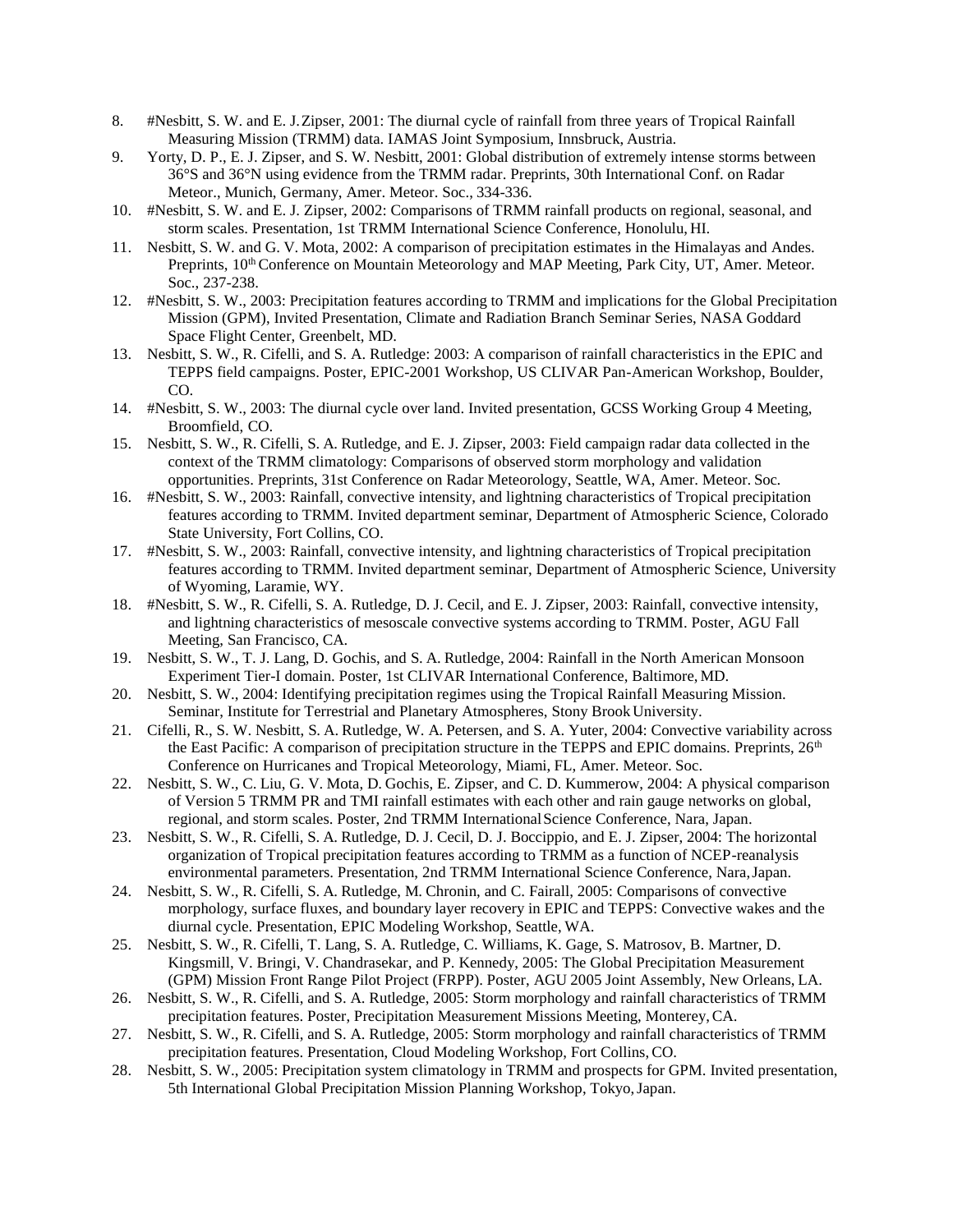8. #Nesbitt, S. W. and E. J. Zipser, 2001: The diurnal cycle of rainfall from three years of Tropical Rainfall Measuring Mission (TRMM) data. IAMAS Joint Symposium, Innsbruck, Austria.
9. Yorty, D. P., E. J. Zipser, and S. W. Nesbitt, 2001: Global distribution of extremely intense storms between 36°S and 36°N using evidence from the TRMM radar. Preprints, 30th International Conf. on Radar Meteor., Munich, Germany, Amer. Meteor. Soc., 334-336.
10. #Nesbitt, S. W. and E. J. Zipser, 2002: Comparisons of TRMM rainfall products on regional, seasonal, and storm scales. Presentation, 1st TRMM International Science Conference, Honolulu, HI.
11. Nesbitt, S. W. and G. V. Mota, 2002: A comparison of precipitation estimates in the Himalayas and Andes. Preprints, 10th Conference on Mountain Meteorology and MAP Meeting, Park City, UT, Amer. Meteor. Soc., 237-238.
12. #Nesbitt, S. W., 2003: Precipitation features according to TRMM and implications for the Global Precipitation Mission (GPM), Invited Presentation, Climate and Radiation Branch Seminar Series, NASA Goddard Space Flight Center, Greenbelt, MD.
13. Nesbitt, S. W., R. Cifelli, and S. A. Rutledge: 2003: A comparison of rainfall characteristics in the EPIC and TEPPS field campaigns. Poster, EPIC-2001 Workshop, US CLIVAR Pan-American Workshop, Boulder, CO.
14. #Nesbitt, S. W., 2003: The diurnal cycle over land. Invited presentation, GCSS Working Group 4 Meeting, Broomfield, CO.
15. Nesbitt, S. W., R. Cifelli, S. A. Rutledge, and E. J. Zipser, 2003: Field campaign radar data collected in the context of the TRMM climatology: Comparisons of observed storm morphology and validation opportunities. Preprints, 31st Conference on Radar Meteorology, Seattle, WA, Amer. Meteor. Soc.
16. #Nesbitt, S. W., 2003: Rainfall, convective intensity, and lightning characteristics of Tropical precipitation features according to TRMM. Invited department seminar, Department of Atmospheric Science, Colorado State University, Fort Collins, CO.
17. #Nesbitt, S. W., 2003: Rainfall, convective intensity, and lightning characteristics of Tropical precipitation features according to TRMM. Invited department seminar, Department of Atmospheric Science, University of Wyoming, Laramie, WY.
18. #Nesbitt, S. W., R. Cifelli, S. A. Rutledge, D. J. Cecil, and E. J. Zipser, 2003: Rainfall, convective intensity, and lightning characteristics of mesoscale convective systems according to TRMM. Poster, AGU Fall Meeting, San Francisco, CA.
19. Nesbitt, S. W., T. J. Lang, D. Gochis, and S. A. Rutledge, 2004: Rainfall in the North American Monsoon Experiment Tier-I domain. Poster, 1st CLIVAR International Conference, Baltimore, MD.
20. Nesbitt, S. W., 2004: Identifying precipitation regimes using the Tropical Rainfall Measuring Mission. Seminar, Institute for Terrestrial and Planetary Atmospheres, Stony Brook University.
21. Cifelli, R., S. W. Nesbitt, S. A. Rutledge, W. A. Petersen, and S. A. Yuter, 2004: Convective variability across the East Pacific: A comparison of precipitation structure in the TEPPS and EPIC domains. Preprints, 26th Conference on Hurricanes and Tropical Meteorology, Miami, FL, Amer. Meteor. Soc.
22. Nesbitt, S. W., C. Liu, G. V. Mota, D. Gochis, E. Zipser, and C. D. Kummerow, 2004: A physical comparison of Version 5 TRMM PR and TMI rainfall estimates with each other and rain gauge networks on global, regional, and storm scales. Poster, 2nd TRMM International Science Conference, Nara, Japan.
23. Nesbitt, S. W., R. Cifelli, S. A. Rutledge, D. J. Cecil, D. J. Boccippio, and E. J. Zipser, 2004: The horizontal organization of Tropical precipitation features according to TRMM as a function of NCEP-reanalysis environmental parameters. Presentation, 2nd TRMM International Science Conference, Nara, Japan.
24. Nesbitt, S. W., R. Cifelli, S. A. Rutledge, M. Chronin, and C. Fairall, 2005: Comparisons of convective morphology, surface fluxes, and boundary layer recovery in EPIC and TEPPS: Convective wakes and the diurnal cycle. Presentation, EPIC Modeling Workshop, Seattle, WA.
25. Nesbitt, S. W., R. Cifelli, T. Lang, S. A. Rutledge, C. Williams, K. Gage, S. Matrosov, B. Martner, D. Kingsmill, V. Bringi, V. Chandrasekar, and P. Kennedy, 2005: The Global Precipitation Measurement (GPM) Mission Front Range Pilot Project (FRPP). Poster, AGU 2005 Joint Assembly, New Orleans, LA.
26. Nesbitt, S. W., R. Cifelli, and S. A. Rutledge, 2005: Storm morphology and rainfall characteristics of TRMM precipitation features. Poster, Precipitation Measurement Missions Meeting, Monterey, CA.
27. Nesbitt, S. W., R. Cifelli, and S. A. Rutledge, 2005: Storm morphology and rainfall characteristics of TRMM precipitation features. Presentation, Cloud Modeling Workshop, Fort Collins, CO.
28. Nesbitt, S. W., 2005: Precipitation system climatology in TRMM and prospects for GPM. Invited presentation, 5th International Global Precipitation Mission Planning Workshop, Tokyo, Japan.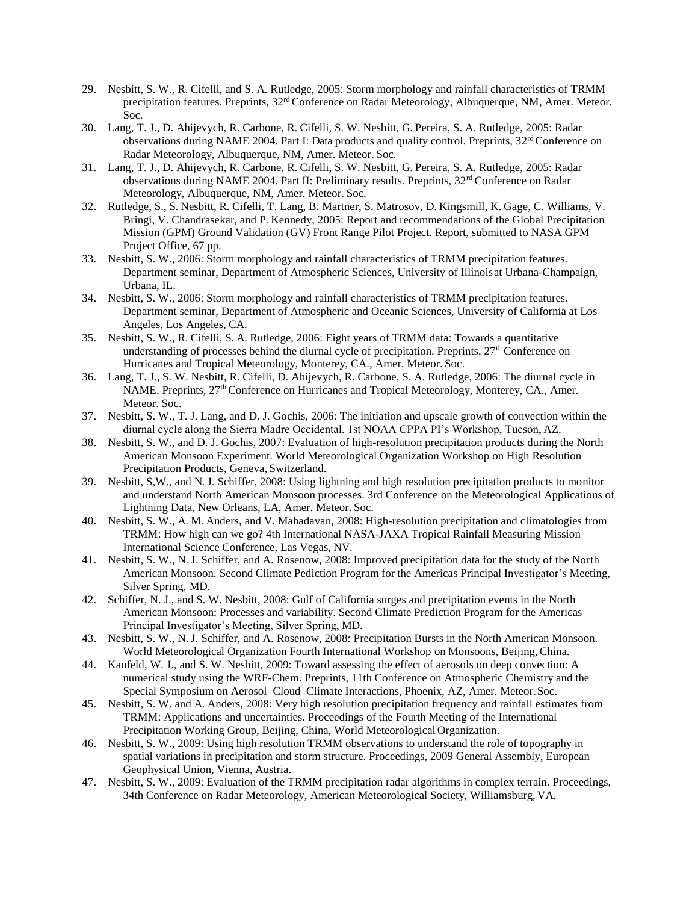29. Nesbitt, S. W., R. Cifelli, and S. A. Rutledge, 2005: Storm morphology and rainfall characteristics of TRMM precipitation features. Preprints, 32rd Conference on Radar Meteorology, Albuquerque, NM, Amer. Meteor. Soc.
30. Lang, T. J., D. Ahijevych, R. Carbone, R. Cifelli, S. W. Nesbitt, G. Pereira, S. A. Rutledge, 2005: Radar observations during NAME 2004. Part I: Data products and quality control. Preprints, 32rd Conference on Radar Meteorology, Albuquerque, NM, Amer. Meteor. Soc.
31. Lang, T. J., D. Ahijevych, R. Carbone, R. Cifelli, S. W. Nesbitt, G. Pereira, S. A. Rutledge, 2005: Radar observations during NAME 2004. Part II: Preliminary results. Preprints, 32rd Conference on Radar Meteorology, Albuquerque, NM, Amer. Meteor. Soc.
32. Rutledge, S., S. Nesbitt, R. Cifelli, T. Lang, B. Martner, S. Matrosov, D. Kingsmill, K. Gage, C. Williams, V. Bringi, V. Chandrasekar, and P. Kennedy, 2005: Report and recommendations of the Global Precipitation Mission (GPM) Ground Validation (GV) Front Range Pilot Project. Report, submitted to NASA GPM Project Office, 67 pp.
33. Nesbitt, S. W., 2006: Storm morphology and rainfall characteristics of TRMM precipitation features. Department seminar, Department of Atmospheric Sciences, University of Illinois at Urbana-Champaign, Urbana, IL.
34. Nesbitt, S. W., 2006: Storm morphology and rainfall characteristics of TRMM precipitation features. Department seminar, Department of Atmospheric and Oceanic Sciences, University of California at Los Angeles, Los Angeles, CA.
35. Nesbitt, S. W., R. Cifelli, S. A. Rutledge, 2006: Eight years of TRMM data: Towards a quantitative understanding of processes behind the diurnal cycle of precipitation. Preprints, 27th Conference on Hurricanes and Tropical Meteorology, Monterey, CA., Amer. Meteor. Soc.
36. Lang, T. J., S. W. Nesbitt, R. Cifelli, D. Ahijevych, R. Carbone, S. A. Rutledge, 2006: The diurnal cycle in NAME. Preprints, 27th Conference on Hurricanes and Tropical Meteorology, Monterey, CA., Amer. Meteor. Soc.
37. Nesbitt, S. W., T. J. Lang, and D. J. Gochis, 2006: The initiation and upscale growth of convection within the diurnal cycle along the Sierra Madre Occidental. 1st NOAA CPPA PI's Workshop, Tucson, AZ.
38. Nesbitt, S. W., and D. J. Gochis, 2007: Evaluation of high-resolution precipitation products during the North American Monsoon Experiment. World Meteorological Organization Workshop on High Resolution Precipitation Products, Geneva, Switzerland.
39. Nesbitt, S,W., and N. J. Schiffer, 2008: Using lightning and high resolution precipitation products to monitor and understand North American Monsoon processes. 3rd Conference on the Meteorological Applications of Lightning Data, New Orleans, LA, Amer. Meteor. Soc.
40. Nesbitt, S. W., A. M. Anders, and V. Mahadavan, 2008: High-resolution precipitation and climatologies from TRMM: How high can we go? 4th International NASA-JAXA Tropical Rainfall Measuring Mission International Science Conference, Las Vegas, NV.
41. Nesbitt, S. W., N. J. Schiffer, and A. Rosenow, 2008: Improved precipitation data for the study of the North American Monsoon. Second Climate Pediction Program for the Americas Principal Investigator's Meeting, Silver Spring, MD.
42. Schiffer, N. J., and S. W. Nesbitt, 2008: Gulf of California surges and precipitation events in the North American Monsoon: Processes and variability. Second Climate Prediction Program for the Americas Principal Investigator's Meeting, Silver Spring, MD.
43. Nesbitt, S. W., N. J. Schiffer, and A. Rosenow, 2008: Precipitation Bursts in the North American Monsoon. World Meteorological Organization Fourth International Workshop on Monsoons, Beijing, China.
44. Kaufeld, W. J., and S. W. Nesbitt, 2009: Toward assessing the effect of aerosols on deep convection: A numerical study using the WRF-Chem. Preprints, 11th Conference on Atmospheric Chemistry and the Special Symposium on Aerosol–Cloud–Climate Interactions, Phoenix, AZ, Amer. Meteor. Soc.
45. Nesbitt, S. W. and A. Anders, 2008: Very high resolution precipitation frequency and rainfall estimates from TRMM: Applications and uncertainties. Proceedings of the Fourth Meeting of the International Precipitation Working Group, Beijing, China, World Meteorological Organization.
46. Nesbitt, S. W., 2009: Using high resolution TRMM observations to understand the role of topography in spatial variations in precipitation and storm structure. Proceedings, 2009 General Assembly, European Geophysical Union, Vienna, Austria.
47. Nesbitt, S. W., 2009: Evaluation of the TRMM precipitation radar algorithms in complex terrain. Proceedings, 34th Conference on Radar Meteorology, American Meteorological Society, Williamsburg, VA.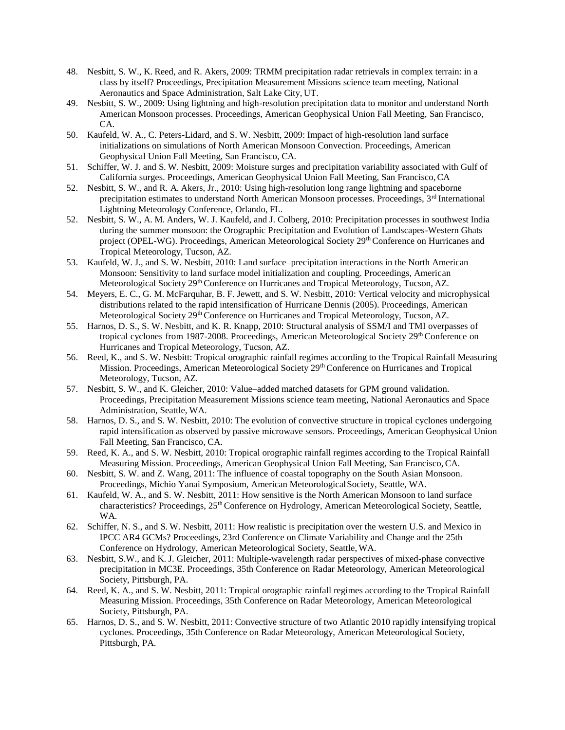48. Nesbitt, S. W., K. Reed, and R. Akers, 2009: TRMM precipitation radar retrievals in complex terrain: in a class by itself? Proceedings, Precipitation Measurement Missions science team meeting, National Aeronautics and Space Administration, Salt Lake City, UT.
49. Nesbitt, S. W., 2009: Using lightning and high-resolution precipitation data to monitor and understand North American Monsoon processes. Proceedings, American Geophysical Union Fall Meeting, San Francisco, CA.
50. Kaufeld, W. A., C. Peters-Lidard, and S. W. Nesbitt, 2009: Impact of high-resolution land surface initializations on simulations of North American Monsoon Convection. Proceedings, American Geophysical Union Fall Meeting, San Francisco, CA.
51. Schiffer, W. J. and S. W. Nesbitt, 2009: Moisture surges and precipitation variability associated with Gulf of California surges. Proceedings, American Geophysical Union Fall Meeting, San Francisco, CA
52. Nesbitt, S. W., and R. A. Akers, Jr., 2010: Using high-resolution long range lightning and spaceborne precipitation estimates to understand North American Monsoon processes. Proceedings, 3rd International Lightning Meteorology Conference, Orlando, FL.
52. Nesbitt, S. W., A. M. Anders, W. J. Kaufeld, and J. Colberg, 2010: Precipitation processes in southwest India during the summer monsoon: the Orographic Precipitation and Evolution of Landscapes-Western Ghats project (OPEL-WG). Proceedings, American Meteorological Society 29th Conference on Hurricanes and Tropical Meteorology, Tucson, AZ.
53. Kaufeld, W. J., and S. W. Nesbitt, 2010: Land surface–precipitation interactions in the North American Monsoon: Sensitivity to land surface model initialization and coupling. Proceedings, American Meteorological Society 29th Conference on Hurricanes and Tropical Meteorology, Tucson, AZ.
54. Meyers, E. C., G. M. McFarquhar, B. F. Jewett, and S. W. Nesbitt, 2010: Vertical velocity and microphysical distributions related to the rapid intensification of Hurricane Dennis (2005). Proceedings, American Meteorological Society 29th Conference on Hurricanes and Tropical Meteorology, Tucson, AZ.
55. Harnos, D. S., S. W. Nesbitt, and K. R. Knapp, 2010: Structural analysis of SSM/I and TMI overpasses of tropical cyclones from 1987-2008. Proceedings, American Meteorological Society 29th Conference on Hurricanes and Tropical Meteorology, Tucson, AZ.
56. Reed, K., and S. W. Nesbitt: Tropical orographic rainfall regimes according to the Tropical Rainfall Measuring Mission. Proceedings, American Meteorological Society 29th Conference on Hurricanes and Tropical Meteorology, Tucson, AZ.
57. Nesbitt, S. W., and K. Gleicher, 2010: Value–added matched datasets for GPM ground validation. Proceedings, Precipitation Measurement Missions science team meeting, National Aeronautics and Space Administration, Seattle, WA.
58. Harnos, D. S., and S. W. Nesbitt, 2010: The evolution of convective structure in tropical cyclones undergoing rapid intensification as observed by passive microwave sensors. Proceedings, American Geophysical Union Fall Meeting, San Francisco, CA.
59. Reed, K. A., and S. W. Nesbitt, 2010: Tropical orographic rainfall regimes according to the Tropical Rainfall Measuring Mission. Proceedings, American Geophysical Union Fall Meeting, San Francisco, CA.
60. Nesbitt, S. W. and Z. Wang, 2011: The influence of coastal topography on the South Asian Monsoon. Proceedings, Michio Yanai Symposium, American Meteorological Society, Seattle, WA.
61. Kaufeld, W. A., and S. W. Nesbitt, 2011: How sensitive is the North American Monsoon to land surface characteristics? Proceedings, 25th Conference on Hydrology, American Meteorological Society, Seattle, WA.
62. Schiffer, N. S., and S. W. Nesbitt, 2011: How realistic is precipitation over the western U.S. and Mexico in IPCC AR4 GCMs? Proceedings, 23rd Conference on Climate Variability and Change and the 25th Conference on Hydrology, American Meteorological Society, Seattle, WA.
63. Nesbitt, S.W., and K. J. Gleicher, 2011: Multiple-wavelength radar perspectives of mixed-phase convective precipitation in MC3E. Proceedings, 35th Conference on Radar Meteorology, American Meteorological Society, Pittsburgh, PA.
64. Reed, K. A., and S. W. Nesbitt, 2011: Tropical orographic rainfall regimes according to the Tropical Rainfall Measuring Mission. Proceedings, 35th Conference on Radar Meteorology, American Meteorological Society, Pittsburgh, PA.
65. Harnos, D. S., and S. W. Nesbitt, 2011: Convective structure of two Atlantic 2010 rapidly intensifying tropical cyclones. Proceedings, 35th Conference on Radar Meteorology, American Meteorological Society, Pittsburgh, PA.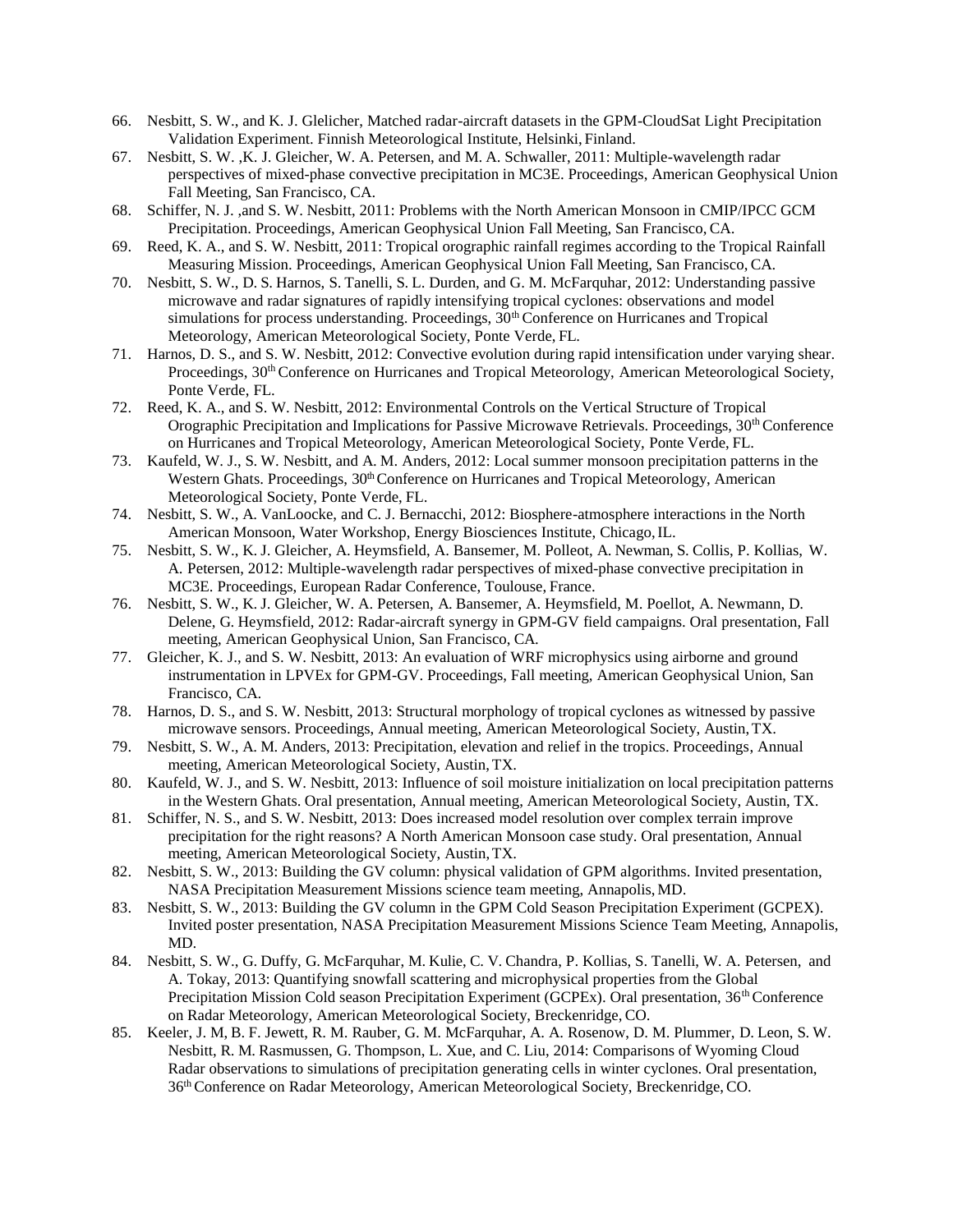66. Nesbitt, S. W., and K. J. Glelicher, Matched radar-aircraft datasets in the GPM-CloudSat Light Precipitation Validation Experiment. Finnish Meteorological Institute, Helsinki, Finland.
67. Nesbitt, S. W. ,K. J. Gleicher, W. A. Petersen, and M. A. Schwaller, 2011: Multiple-wavelength radar perspectives of mixed-phase convective precipitation in MC3E. Proceedings, American Geophysical Union Fall Meeting, San Francisco, CA.
68. Schiffer, N. J. ,and S. W. Nesbitt, 2011: Problems with the North American Monsoon in CMIP/IPCC GCM Precipitation. Proceedings, American Geophysical Union Fall Meeting, San Francisco, CA.
69. Reed, K. A., and S. W. Nesbitt, 2011: Tropical orographic rainfall regimes according to the Tropical Rainfall Measuring Mission. Proceedings, American Geophysical Union Fall Meeting, San Francisco, CA.
70. Nesbitt, S. W., D. S. Harnos, S. Tanelli, S. L. Durden, and G. M. McFarquhar, 2012: Understanding passive microwave and radar signatures of rapidly intensifying tropical cyclones: observations and model simulations for process understanding. Proceedings, 30th Conference on Hurricanes and Tropical Meteorology, American Meteorological Society, Ponte Verde, FL.
71. Harnos, D. S., and S. W. Nesbitt, 2012: Convective evolution during rapid intensification under varying shear. Proceedings, 30th Conference on Hurricanes and Tropical Meteorology, American Meteorological Society, Ponte Verde, FL.
72. Reed, K. A., and S. W. Nesbitt, 2012: Environmental Controls on the Vertical Structure of Tropical Orographic Precipitation and Implications for Passive Microwave Retrievals. Proceedings, 30th Conference on Hurricanes and Tropical Meteorology, American Meteorological Society, Ponte Verde, FL.
73. Kaufeld, W. J., S. W. Nesbitt, and A. M. Anders, 2012: Local summer monsoon precipitation patterns in the Western Ghats. Proceedings, 30th Conference on Hurricanes and Tropical Meteorology, American Meteorological Society, Ponte Verde, FL.
74. Nesbitt, S. W., A. VanLoocke, and C. J. Bernacchi, 2012: Biosphere-atmosphere interactions in the North American Monsoon, Water Workshop, Energy Biosciences Institute, Chicago, IL.
75. Nesbitt, S. W., K. J. Gleicher, A. Heymsfield, A. Bansemer, M. Polleot, A. Newman, S. Collis, P. Kollias, W. A. Petersen, 2012: Multiple-wavelength radar perspectives of mixed-phase convective precipitation in MC3E. Proceedings, European Radar Conference, Toulouse, France.
76. Nesbitt, S. W., K. J. Gleicher, W. A. Petersen, A. Bansemer, A. Heymsfield, M. Poellot, A. Newmann, D. Delene, G. Heymsfield, 2012: Radar-aircraft synergy in GPM-GV field campaigns. Oral presentation, Fall meeting, American Geophysical Union, San Francisco, CA.
77. Gleicher, K. J., and S. W. Nesbitt, 2013: An evaluation of WRF microphysics using airborne and ground instrumentation in LPVEx for GPM-GV. Proceedings, Fall meeting, American Geophysical Union, San Francisco, CA.
78. Harnos, D. S., and S. W. Nesbitt, 2013: Structural morphology of tropical cyclones as witnessed by passive microwave sensors. Proceedings, Annual meeting, American Meteorological Society, Austin, TX.
79. Nesbitt, S. W., A. M. Anders, 2013: Precipitation, elevation and relief in the tropics. Proceedings, Annual meeting, American Meteorological Society, Austin, TX.
80. Kaufeld, W. J., and S. W. Nesbitt, 2013: Influence of soil moisture initialization on local precipitation patterns in the Western Ghats. Oral presentation, Annual meeting, American Meteorological Society, Austin, TX.
81. Schiffer, N. S., and S. W. Nesbitt, 2013: Does increased model resolution over complex terrain improve precipitation for the right reasons? A North American Monsoon case study. Oral presentation, Annual meeting, American Meteorological Society, Austin, TX.
82. Nesbitt, S. W., 2013: Building the GV column: physical validation of GPM algorithms. Invited presentation, NASA Precipitation Measurement Missions science team meeting, Annapolis, MD.
83. Nesbitt, S. W., 2013: Building the GV column in the GPM Cold Season Precipitation Experiment (GCPEX). Invited poster presentation, NASA Precipitation Measurement Missions Science Team Meeting, Annapolis, MD.
84. Nesbitt, S. W., G. Duffy, G. McFarquhar, M. Kulie, C. V. Chandra, P. Kollias, S. Tanelli, W. A. Petersen, and A. Tokay, 2013: Quantifying snowfall scattering and microphysical properties from the Global Precipitation Mission Cold season Precipitation Experiment (GCPEx). Oral presentation, 36th Conference on Radar Meteorology, American Meteorological Society, Breckenridge, CO.
85. Keeler, J. M, B. F. Jewett, R. M. Rauber, G. M. McFarquhar, A. A. Rosenow, D. M. Plummer, D. Leon, S. W. Nesbitt, R. M. Rasmussen, G. Thompson, L. Xue, and C. Liu, 2014: Comparisons of Wyoming Cloud Radar observations to simulations of precipitation generating cells in winter cyclones. Oral presentation, 36th Conference on Radar Meteorology, American Meteorological Society, Breckenridge, CO.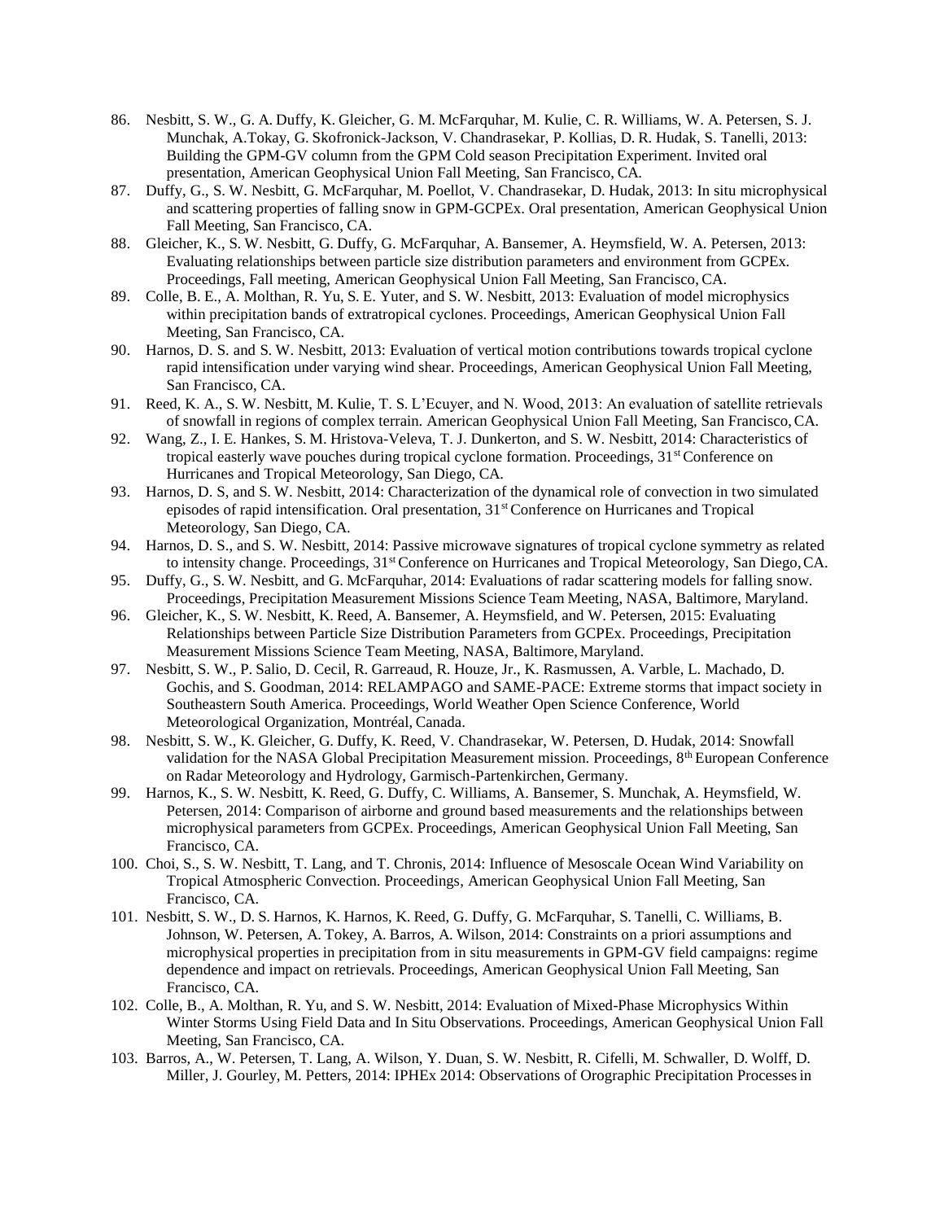86. Nesbitt, S. W., G. A. Duffy, K. Gleicher, G. M. McFarquhar, M. Kulie, C. R. Williams, W. A. Petersen, S. J. Munchak, A.Tokay, G. Skofronick-Jackson, V. Chandrasekar, P. Kollias, D. R. Hudak, S. Tanelli, 2013: Building the GPM-GV column from the GPM Cold season Precipitation Experiment. Invited oral presentation, American Geophysical Union Fall Meeting, San Francisco, CA.
87. Duffy, G., S. W. Nesbitt, G. McFarquhar, M. Poellot, V. Chandrasekar, D. Hudak, 2013: In situ microphysical and scattering properties of falling snow in GPM-GCPEx. Oral presentation, American Geophysical Union Fall Meeting, San Francisco, CA.
88. Gleicher, K., S. W. Nesbitt, G. Duffy, G. McFarquhar, A. Bansemer, A. Heymsfield, W. A. Petersen, 2013: Evaluating relationships between particle size distribution parameters and environment from GCPEx. Proceedings, Fall meeting, American Geophysical Union Fall Meeting, San Francisco, CA.
89. Colle, B. E., A. Molthan, R. Yu, S. E. Yuter, and S. W. Nesbitt, 2013: Evaluation of model microphysics within precipitation bands of extratropical cyclones. Proceedings, American Geophysical Union Fall Meeting, San Francisco, CA.
90. Harnos, D. S. and S. W. Nesbitt, 2013: Evaluation of vertical motion contributions towards tropical cyclone rapid intensification under varying wind shear. Proceedings, American Geophysical Union Fall Meeting, San Francisco, CA.
91. Reed, K. A., S. W. Nesbitt, M. Kulie, T. S. L'Ecuyer, and N. Wood, 2013: An evaluation of satellite retrievals of snowfall in regions of complex terrain. American Geophysical Union Fall Meeting, San Francisco, CA.
92. Wang, Z., I. E. Hankes, S. M. Hristova-Veleva, T. J. Dunkerton, and S. W. Nesbitt, 2014: Characteristics of tropical easterly wave pouches during tropical cyclone formation. Proceedings, 31st Conference on Hurricanes and Tropical Meteorology, San Diego, CA.
93. Harnos, D. S, and S. W. Nesbitt, 2014: Characterization of the dynamical role of convection in two simulated episodes of rapid intensification. Oral presentation, 31st Conference on Hurricanes and Tropical Meteorology, San Diego, CA.
94. Harnos, D. S., and S. W. Nesbitt, 2014: Passive microwave signatures of tropical cyclone symmetry as related to intensity change. Proceedings, 31st Conference on Hurricanes and Tropical Meteorology, San Diego, CA.
95. Duffy, G., S. W. Nesbitt, and G. McFarquhar, 2014: Evaluations of radar scattering models for falling snow. Proceedings, Precipitation Measurement Missions Science Team Meeting, NASA, Baltimore, Maryland.
96. Gleicher, K., S. W. Nesbitt, K. Reed, A. Bansemer, A. Heymsfield, and W. Petersen, 2015: Evaluating Relationships between Particle Size Distribution Parameters from GCPEx. Proceedings, Precipitation Measurement Missions Science Team Meeting, NASA, Baltimore, Maryland.
97. Nesbitt, S. W., P. Salio, D. Cecil, R. Garreaud, R. Houze, Jr., K. Rasmussen, A. Varble, L. Machado, D. Gochis, and S. Goodman, 2014: RELAMPAGO and SAME-PACE: Extreme storms that impact society in Southeastern South America. Proceedings, World Weather Open Science Conference, World Meteorological Organization, Montréal, Canada.
98. Nesbitt, S. W., K. Gleicher, G. Duffy, K. Reed, V. Chandrasekar, W. Petersen, D. Hudak, 2014: Snowfall validation for the NASA Global Precipitation Measurement mission. Proceedings, 8th European Conference on Radar Meteorology and Hydrology, Garmisch-Partenkirchen, Germany.
99. Harnos, K., S. W. Nesbitt, K. Reed, G. Duffy, C. Williams, A. Bansemer, S. Munchak, A. Heymsfield, W. Petersen, 2014: Comparison of airborne and ground based measurements and the relationships between microphysical parameters from GCPEx. Proceedings, American Geophysical Union Fall Meeting, San Francisco, CA.
100. Choi, S., S. W. Nesbitt, T. Lang, and T. Chronis, 2014: Influence of Mesoscale Ocean Wind Variability on Tropical Atmospheric Convection. Proceedings, American Geophysical Union Fall Meeting, San Francisco, CA.
101. Nesbitt, S. W., D. S. Harnos, K. Harnos, K. Reed, G. Duffy, G. McFarquhar, S. Tanelli, C. Williams, B. Johnson, W. Petersen, A. Tokey, A. Barros, A. Wilson, 2014: Constraints on a priori assumptions and microphysical properties in precipitation from in situ measurements in GPM-GV field campaigns: regime dependence and impact on retrievals. Proceedings, American Geophysical Union Fall Meeting, San Francisco, CA.
102. Colle, B., A. Molthan, R. Yu, and S. W. Nesbitt, 2014: Evaluation of Mixed-Phase Microphysics Within Winter Storms Using Field Data and In Situ Observations. Proceedings, American Geophysical Union Fall Meeting, San Francisco, CA.
103. Barros, A., W. Petersen, T. Lang, A. Wilson, Y. Duan, S. W. Nesbitt, R. Cifelli, M. Schwaller, D. Wolff, D. Miller, J. Gourley, M. Petters, 2014: IPHEx 2014: Observations of Orographic Precipitation Processes in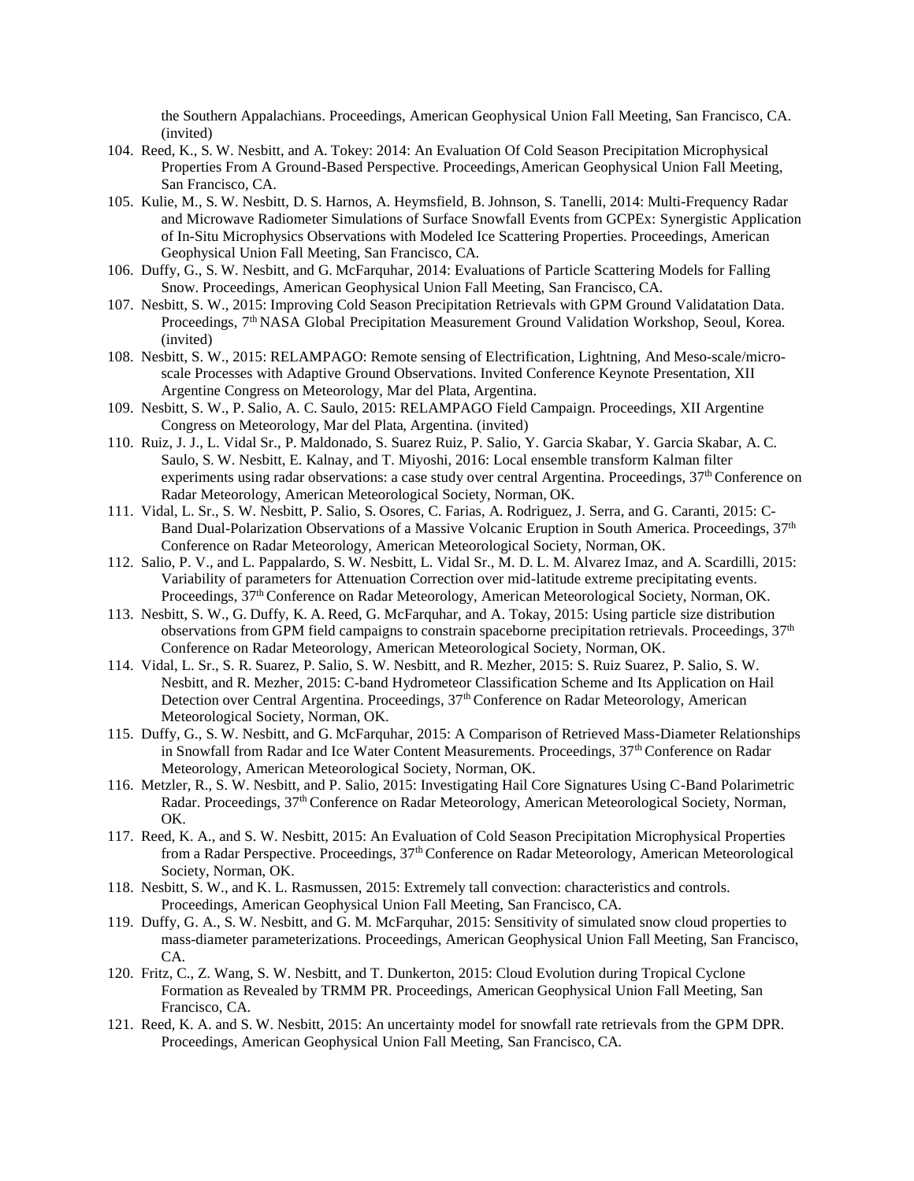the Southern Appalachians. Proceedings, American Geophysical Union Fall Meeting, San Francisco, CA. (invited)

104. Reed, K., S. W. Nesbitt, and A. Tokey: 2014: An Evaluation Of Cold Season Precipitation Microphysical Properties From A Ground-Based Perspective. Proceedings, American Geophysical Union Fall Meeting, San Francisco, CA.
105. Kulie, M., S. W. Nesbitt, D. S. Harnos, A. Heymsfield, B. Johnson, S. Tanelli, 2014: Multi-Frequency Radar and Microwave Radiometer Simulations of Surface Snowfall Events from GCPEx: Synergistic Application of In-Situ Microphysics Observations with Modeled Ice Scattering Properties. Proceedings, American Geophysical Union Fall Meeting, San Francisco, CA.
106. Duffy, G., S. W. Nesbitt, and G. McFarquhar, 2014: Evaluations of Particle Scattering Models for Falling Snow. Proceedings, American Geophysical Union Fall Meeting, San Francisco, CA.
107. Nesbitt, S. W., 2015: Improving Cold Season Precipitation Retrievals with GPM Ground Validatation Data. Proceedings, 7th NASA Global Precipitation Measurement Ground Validation Workshop, Seoul, Korea. (invited)
108. Nesbitt, S. W., 2015: RELAMPAGO: Remote sensing of Electrification, Lightning, And Meso-scale/micro-scale Processes with Adaptive Ground Observations. Invited Conference Keynote Presentation, XII Argentine Congress on Meteorology, Mar del Plata, Argentina.
109. Nesbitt, S. W., P. Salio, A. C. Saulo, 2015: RELAMPAGO Field Campaign. Proceedings, XII Argentine Congress on Meteorology, Mar del Plata, Argentina. (invited)
110. Ruiz, J. J., L. Vidal Sr., P. Maldonado, S. Suarez Ruiz, P. Salio, Y. Garcia Skabar, Y. Garcia Skabar, A. C. Saulo, S. W. Nesbitt, E. Kalnay, and T. Miyoshi, 2016: Local ensemble transform Kalman filter experiments using radar observations: a case study over central Argentina. Proceedings, 37th Conference on Radar Meteorology, American Meteorological Society, Norman, OK.
111. Vidal, L. Sr., S. W. Nesbitt, P. Salio, S. Osores, C. Farias, A. Rodriguez, J. Serra, and G. Caranti, 2015: C-Band Dual-Polarization Observations of a Massive Volcanic Eruption in South America. Proceedings, 37th Conference on Radar Meteorology, American Meteorological Society, Norman, OK.
112. Salio, P. V., and L. Pappalardo, S. W. Nesbitt, L. Vidal Sr., M. D. L. M. Alvarez Imaz, and A. Scardilli, 2015: Variability of parameters for Attenuation Correction over mid-latitude extreme precipitating events. Proceedings, 37th Conference on Radar Meteorology, American Meteorological Society, Norman, OK.
113. Nesbitt, S. W., G. Duffy, K. A. Reed, G. McFarquhar, and A. Tokay, 2015: Using particle size distribution observations from GPM field campaigns to constrain spaceborne precipitation retrievals. Proceedings, 37th Conference on Radar Meteorology, American Meteorological Society, Norman, OK.
114. Vidal, L. Sr., S. R. Suarez, P. Salio, S. W. Nesbitt, and R. Mezher, 2015: S. Ruiz Suarez, P. Salio, S. W. Nesbitt, and R. Mezher, 2015: C-band Hydrometeor Classification Scheme and Its Application on Hail Detection over Central Argentina. Proceedings, 37th Conference on Radar Meteorology, American Meteorological Society, Norman, OK.
115. Duffy, G., S. W. Nesbitt, and G. McFarquhar, 2015: A Comparison of Retrieved Mass-Diameter Relationships in Snowfall from Radar and Ice Water Content Measurements. Proceedings, 37th Conference on Radar Meteorology, American Meteorological Society, Norman, OK.
116. Metzler, R., S. W. Nesbitt, and P. Salio, 2015: Investigating Hail Core Signatures Using C-Band Polarimetric Radar. Proceedings, 37th Conference on Radar Meteorology, American Meteorological Society, Norman, OK.
117. Reed, K. A., and S. W. Nesbitt, 2015: An Evaluation of Cold Season Precipitation Microphysical Properties from a Radar Perspective. Proceedings, 37th Conference on Radar Meteorology, American Meteorological Society, Norman, OK.
118. Nesbitt, S. W., and K. L. Rasmussen, 2015: Extremely tall convection: characteristics and controls. Proceedings, American Geophysical Union Fall Meeting, San Francisco, CA.
119. Duffy, G. A., S. W. Nesbitt, and G. M. McFarquhar, 2015: Sensitivity of simulated snow cloud properties to mass-diameter parameterizations. Proceedings, American Geophysical Union Fall Meeting, San Francisco, CA.
120. Fritz, C., Z. Wang, S. W. Nesbitt, and T. Dunkerton, 2015: Cloud Evolution during Tropical Cyclone Formation as Revealed by TRMM PR. Proceedings, American Geophysical Union Fall Meeting, San Francisco, CA.
121. Reed, K. A. and S. W. Nesbitt, 2015: An uncertainty model for snowfall rate retrievals from the GPM DPR. Proceedings, American Geophysical Union Fall Meeting, San Francisco, CA.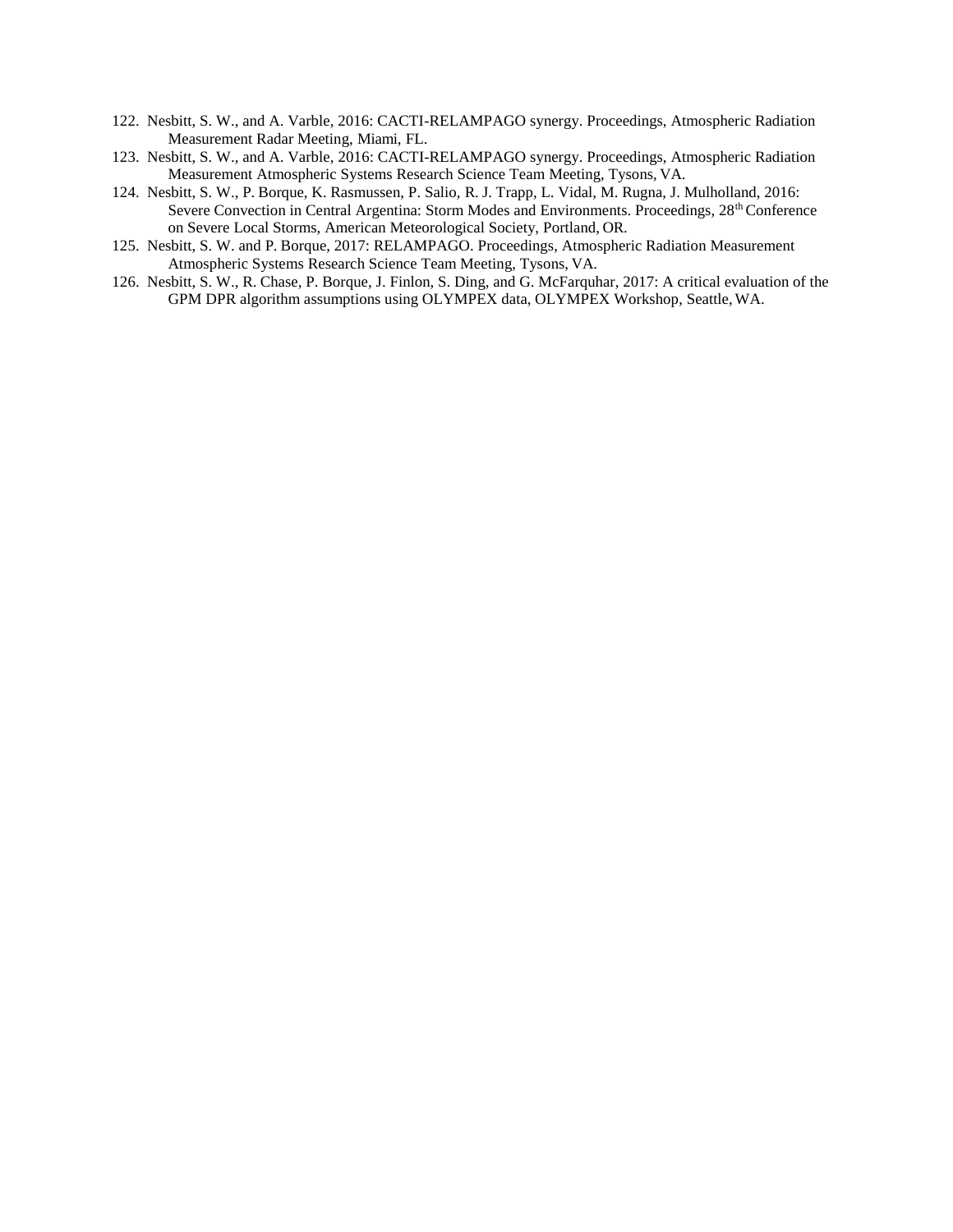122. Nesbitt, S. W., and A. Varble, 2016: CACTI-RELAMPAGO synergy. Proceedings, Atmospheric Radiation Measurement Radar Meeting, Miami, FL.
123. Nesbitt, S. W., and A. Varble, 2016: CACTI-RELAMPAGO synergy. Proceedings, Atmospheric Radiation Measurement Atmospheric Systems Research Science Team Meeting, Tysons, VA.
124. Nesbitt, S. W., P. Borque, K. Rasmussen, P. Salio, R. J. Trapp, L. Vidal, M. Rugna, J. Mulholland, 2016: Severe Convection in Central Argentina: Storm Modes and Environments. Proceedings, 28th Conference on Severe Local Storms, American Meteorological Society, Portland, OR.
125. Nesbitt, S. W. and P. Borque, 2017: RELAMPAGO. Proceedings, Atmospheric Radiation Measurement Atmospheric Systems Research Science Team Meeting, Tysons, VA.
126. Nesbitt, S. W., R. Chase, P. Borque, J. Finlon, S. Ding, and G. McFarquhar, 2017: A critical evaluation of the GPM DPR algorithm assumptions using OLYMPEX data, OLYMPEX Workshop, Seattle, WA.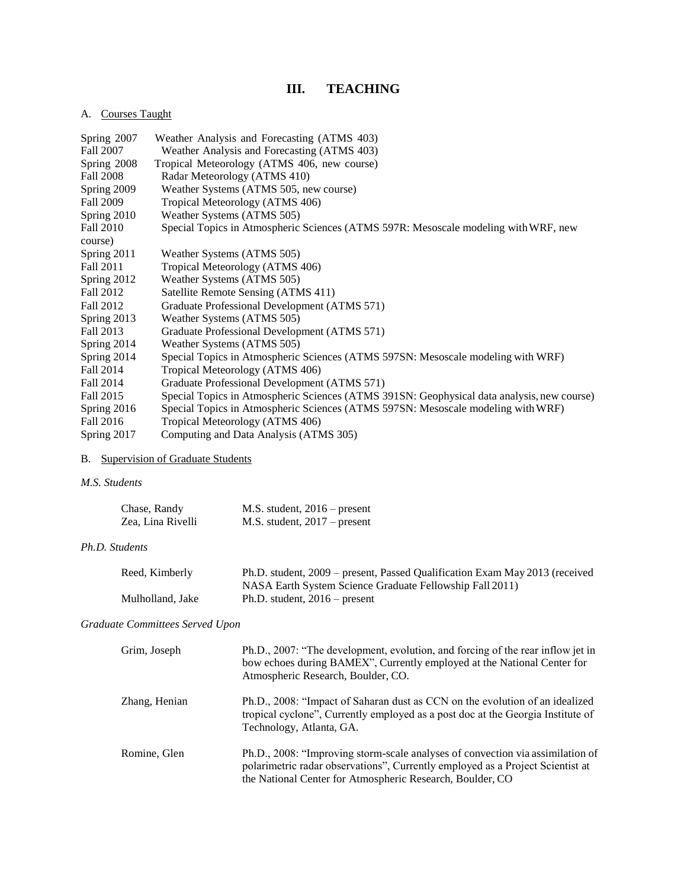# III. TEACHING

A. Courses Taught

| | |
|---|---|
| Spring 2007 | Weather Analysis and Forecasting (ATMS 403) |
| Fall 2007 | Weather Analysis and Forecasting (ATMS 403) |
| Spring 2008 | Tropical Meteorology (ATMS 406, new course) |
| Fall 2008 | Radar Meteorology (ATMS 410) |
| Spring 2009 | Weather Systems (ATMS 505, new course) |
| Fall 2009 | Tropical Meteorology (ATMS 406) |
| Spring 2010 | Weather Systems (ATMS 505) |
| Fall 2010 | Special Topics in Atmospheric Sciences (ATMS 597R: Mesoscale modeling with WRF, new course) |
| Spring 2011 | Weather Systems (ATMS 505) |
| Fall 2011 | Tropical Meteorology (ATMS 406) |
| Spring 2012 | Weather Systems (ATMS 505) |
| Fall 2012 | Satellite Remote Sensing (ATMS 411) |
| Fall 2012 | Graduate Professional Development (ATMS 571) |
| Spring 2013 | Weather Systems (ATMS 505) |
| Fall 2013 | Graduate Professional Development (ATMS 571) |
| Spring 2014 | Weather Systems (ATMS 505) |
| Spring 2014 | Special Topics in Atmospheric Sciences (ATMS 597SN: Mesoscale modeling with WRF) |
| Fall 2014 | Tropical Meteorology (ATMS 406) |
| Fall 2014 | Graduate Professional Development (ATMS 571) |
| Fall 2015 | Special Topics in Atmospheric Sciences (ATMS 391SN: Geophysical data analysis, new course) |
| Spring 2016 | Special Topics in Atmospheric Sciences (ATMS 597SN: Mesoscale modeling with WRF) |
| Fall 2016 | Tropical Meteorology (ATMS 406) |
| Spring 2017 | Computing and Data Analysis (ATMS 305) |

B. Supervision of Graduate Students

*M.S. Students*

| | |
|---|---|
| Chase, Randy | M.S. student, 2016 – present |
| Zea, Lina Rivelli | M.S. student, 2017 – present |

*Ph.D. Students*

| | |
|---|---|
| Reed, Kimberly | Ph.D. student, 2009 – present, Passed Qualification Exam May 2013 (received NASA Earth System Science Graduate Fellowship Fall 2011) |
| Mulholland, Jake | Ph.D. student, 2016 – present |

*Graduate Committees Served Upon*

| | |
|---|---|
| Grim, Joseph | Ph.D., 2007: "The development, evolution, and forcing of the rear inflow jet in bow echoes during BAMEX", Currently employed at the National Center for Atmospheric Research, Boulder, CO. |
| Zhang, Henian | Ph.D., 2008: "Impact of Saharan dust as CCN on the evolution of an idealized tropical cyclone", Currently employed as a post doc at the Georgia Institute of Technology, Atlanta, GA. |
| Romine, Glen | Ph.D., 2008: "Improving storm-scale analyses of convection via assimilation of polarimetric radar observations", Currently employed as a Project Scientist at the National Center for Atmospheric Research, Boulder, CO |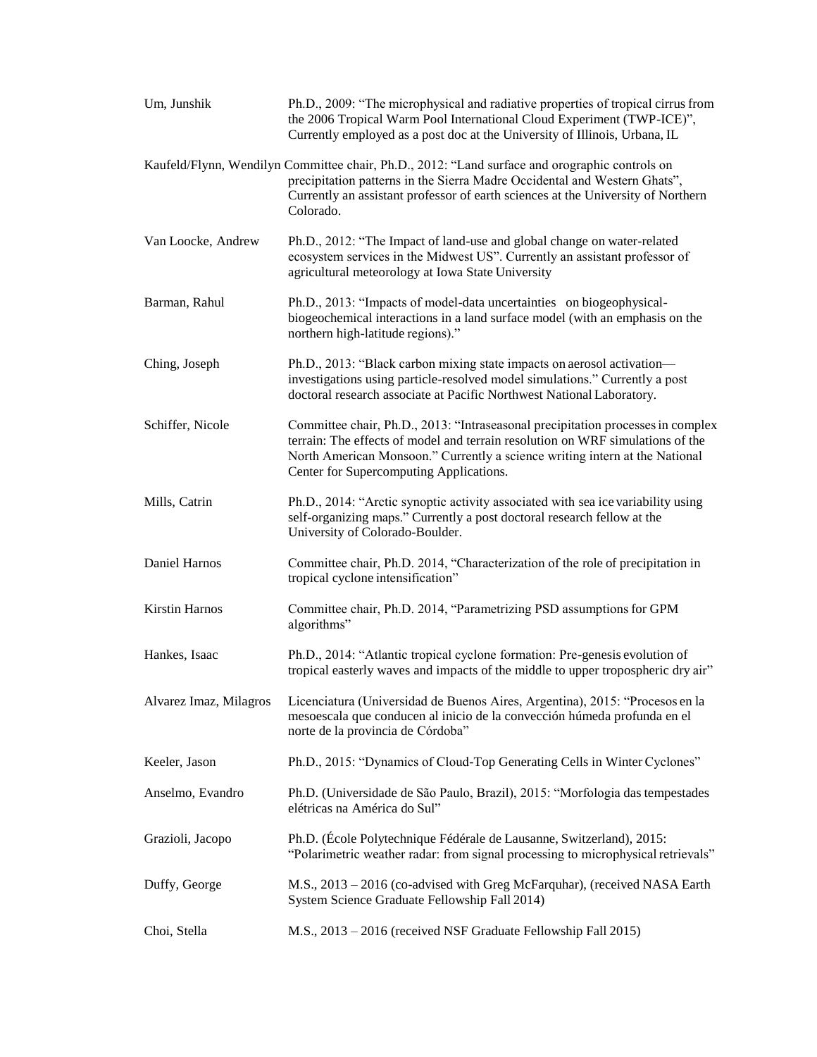| | |
|---|---|
| Um, Junshik | Ph.D., 2009: "The microphysical and radiative properties of tropical cirrus from the 2006 Tropical Warm Pool International Cloud Experiment (TWP-ICE)", Currently employed as a post doc at the University of Illinois, Urbana, IL |
| Kaufeld/Flynn, Wendilyn | Committee chair, Ph.D., 2012: "Land surface and orographic controls on precipitation patterns in the Sierra Madre Occidental and Western Ghats", Currently an assistant professor of earth sciences at the University of Northern Colorado. |
| Van Loocke, Andrew | Ph.D., 2012: "The Impact of land-use and global change on water-related ecosystem services in the Midwest US". Currently an assistant professor of agricultural meteorology at Iowa State University |
| Barman, Rahul | Ph.D., 2013: "Impacts of model-data uncertainties on biogeophysical-biogeochemical interactions in a land surface model (with an emphasis on the northern high-latitude regions)." |
| Ching, Joseph | Ph.D., 2013: "Black carbon mixing state impacts on aerosol activation—investigations using particle-resolved model simulations." Currently a post doctoral research associate at Pacific Northwest National Laboratory. |
| Schiffer, Nicole | Committee chair, Ph.D., 2013: "Intraseasonal precipitation processes in complex terrain: The effects of model and terrain resolution on WRF simulations of the North American Monsoon." Currently a science writing intern at the National Center for Supercomputing Applications. |
| Mills, Catrin | Ph.D., 2014: "Arctic synoptic activity associated with sea ice variability using self-organizing maps." Currently a post doctoral research fellow at the University of Colorado-Boulder. |
| Daniel Harnos | Committee chair, Ph.D. 2014, "Characterization of the role of precipitation in tropical cyclone intensification" |
| Kirstin Harnos | Committee chair, Ph.D. 2014, "Parametrizing PSD assumptions for GPM algorithms" |
| Hankes, Isaac | Ph.D., 2014: "Atlantic tropical cyclone formation: Pre-genesis evolution of tropical easterly waves and impacts of the middle to upper tropospheric dry air" |
| Alvarez Imaz, Milagros | Licenciatura (Universidad de Buenos Aires, Argentina), 2015: "Procesos en la mesoescala que conducen al inicio de la convección húmeda profunda en el norte de la provincia de Córdoba" |
| Keeler, Jason | Ph.D., 2015: "Dynamics of Cloud-Top Generating Cells in Winter Cyclones" |
| Anselmo, Evandro | Ph.D. (Universidade de São Paulo, Brazil), 2015: "Morfologia das tempestades elétricas na América do Sul" |
| Grazioli, Jacopo | Ph.D. (École Polytechnique Fédérale de Lausanne, Switzerland), 2015: "Polarimetric weather radar: from signal processing to microphysical retrievals" |
| Duffy, George | M.S., 2013 – 2016 (co-advised with Greg McFarquhar), (received NASA Earth System Science Graduate Fellowship Fall 2014) |
| Choi, Stella | M.S., 2013 – 2016 (received NSF Graduate Fellowship Fall 2015) |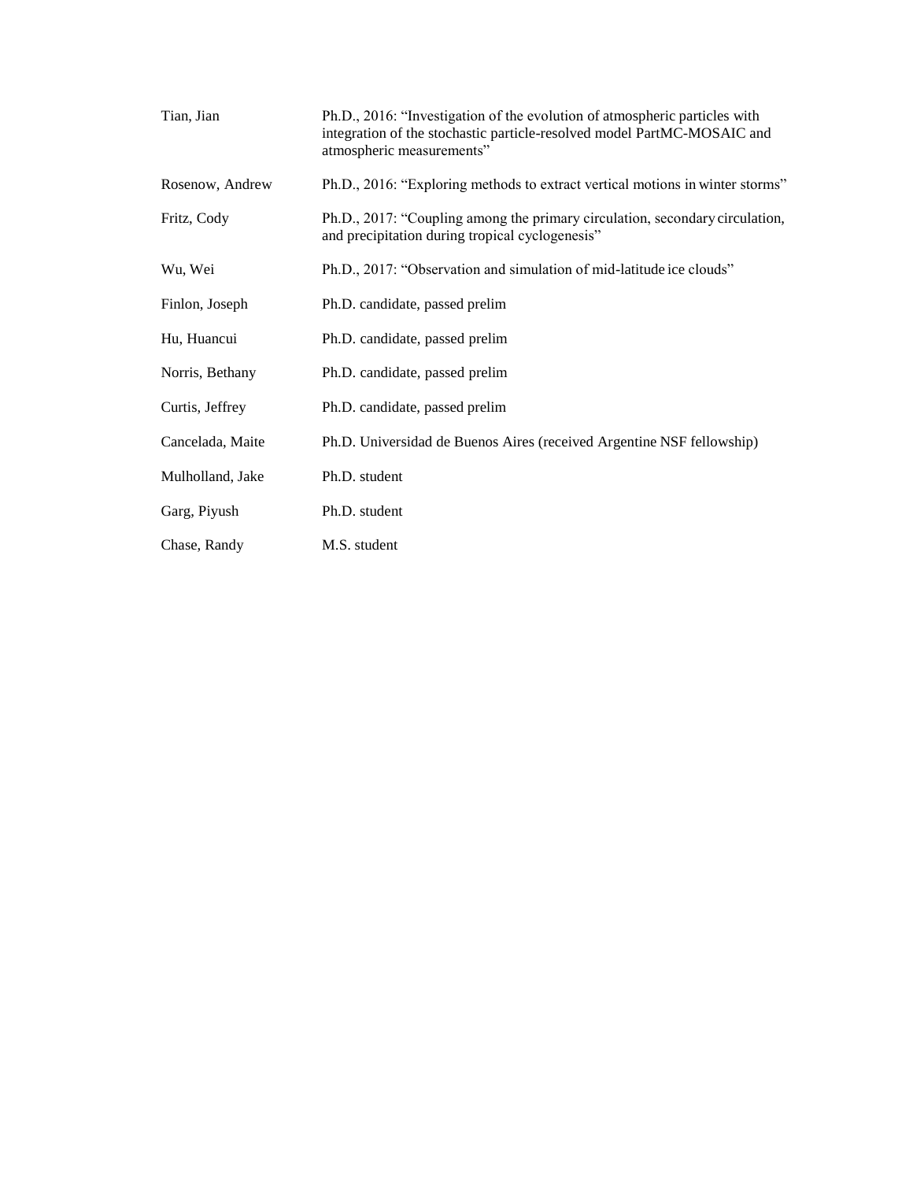| | |
|---|---|
| Tian, Jian | Ph.D., 2016: "Investigation of the evolution of atmospheric particles with integration of the stochastic particle-resolved model PartMC-MOSAIC and atmospheric measurements" |
| Rosenow, Andrew | Ph.D., 2016: "Exploring methods to extract vertical motions in winter storms" |
| Fritz, Cody | Ph.D., 2017: "Coupling among the primary circulation, secondary circulation, and precipitation during tropical cyclogenesis" |
| Wu, Wei | Ph.D., 2017: "Observation and simulation of mid-latitude ice clouds" |
| Finlon, Joseph | Ph.D. candidate, passed prelim |
| Hu, Huancui | Ph.D. candidate, passed prelim |
| Norris, Bethany | Ph.D. candidate, passed prelim |
| Curtis, Jeffrey | Ph.D. candidate, passed prelim |
| Cancelada, Maite | Ph.D. Universidad de Buenos Aires (received Argentine NSF fellowship) |
| Mulholland, Jake | Ph.D. student |
| Garg, Piyush | Ph.D. student |
| Chase, Randy | M.S. student |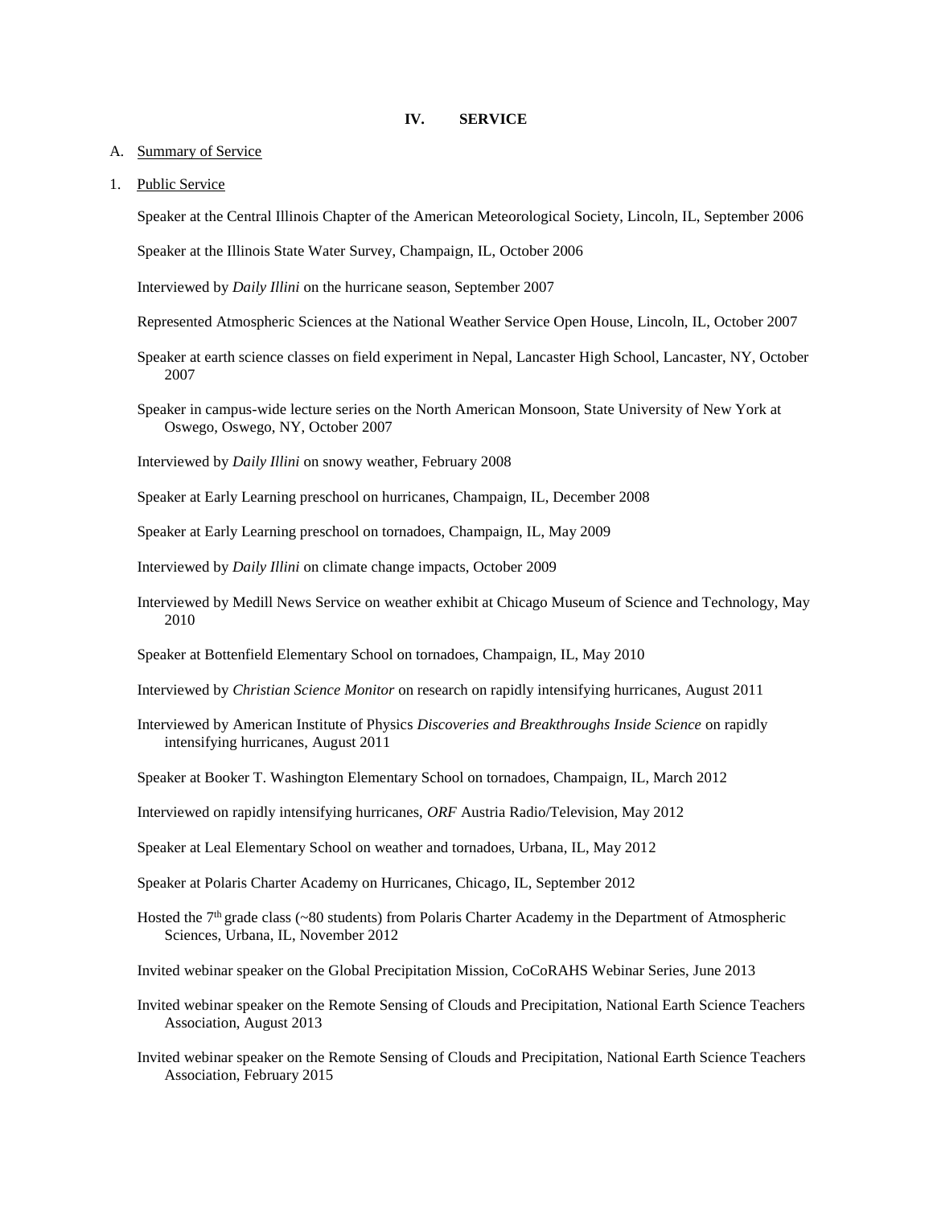# IV. SERVICE

A. Summary of Service

1. Public Service

Speaker at the Central Illinois Chapter of the American Meteorological Society, Lincoln, IL, September 2006

Speaker at the Illinois State Water Survey, Champaign, IL, October 2006

Interviewed by *Daily Illini* on the hurricane season, September 2007

Represented Atmospheric Sciences at the National Weather Service Open House, Lincoln, IL, October 2007

Speaker at earth science classes on field experiment in Nepal, Lancaster High School, Lancaster, NY, October 2007

Speaker in campus-wide lecture series on the North American Monsoon, State University of New York at Oswego, Oswego, NY, October 2007

Interviewed by *Daily Illini* on snowy weather, February 2008

Speaker at Early Learning preschool on hurricanes, Champaign, IL, December 2008

Speaker at Early Learning preschool on tornadoes, Champaign, IL, May 2009

Interviewed by *Daily Illini* on climate change impacts, October 2009

Interviewed by Medill News Service on weather exhibit at Chicago Museum of Science and Technology, May 2010

Speaker at Bottenfield Elementary School on tornadoes, Champaign, IL, May 2010

Interviewed by *Christian Science Monitor* on research on rapidly intensifying hurricanes, August 2011

Interviewed by American Institute of Physics *Discoveries and Breakthroughs Inside Science* on rapidly intensifying hurricanes, August 2011

Speaker at Booker T. Washington Elementary School on tornadoes, Champaign, IL, March 2012

Interviewed on rapidly intensifying hurricanes, *ORF* Austria Radio/Television, May 2012

Speaker at Leal Elementary School on weather and tornadoes, Urbana, IL, May 2012

Speaker at Polaris Charter Academy on Hurricanes, Chicago, IL, September 2012

Hosted the 7th grade class (~80 students) from Polaris Charter Academy in the Department of Atmospheric Sciences, Urbana, IL, November 2012

Invited webinar speaker on the Global Precipitation Mission, CoCoRAHS Webinar Series, June 2013

Invited webinar speaker on the Remote Sensing of Clouds and Precipitation, National Earth Science Teachers Association, August 2013

Invited webinar speaker on the Remote Sensing of Clouds and Precipitation, National Earth Science Teachers Association, February 2015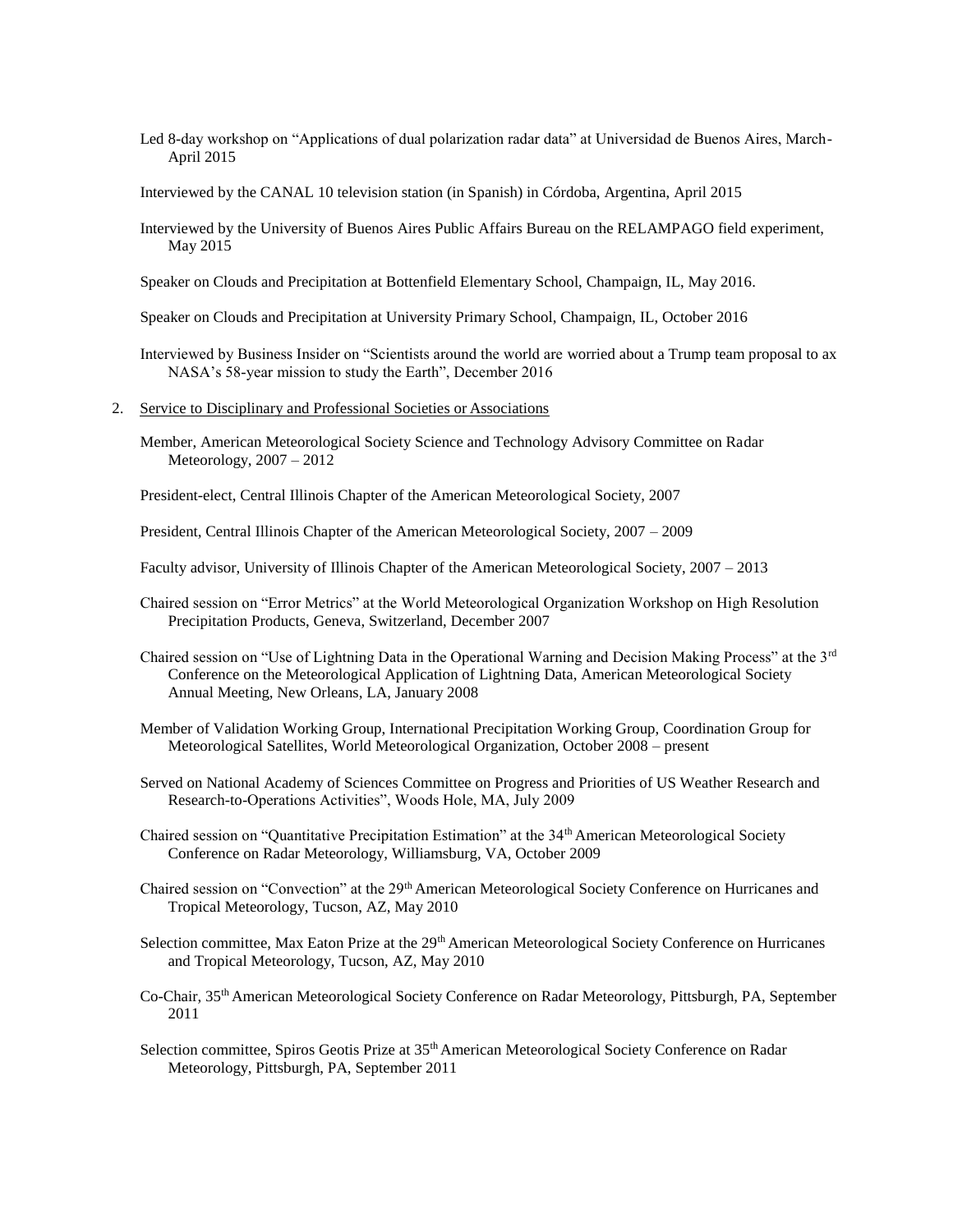Led 8-day workshop on "Applications of dual polarization radar data" at Universidad de Buenos Aires, March-April 2015

Interviewed by the CANAL 10 television station (in Spanish) in Córdoba, Argentina, April 2015

Interviewed by the University of Buenos Aires Public Affairs Bureau on the RELAMPAGO field experiment, May 2015

Speaker on Clouds and Precipitation at Bottenfield Elementary School, Champaign, IL, May 2016.

Speaker on Clouds and Precipitation at University Primary School, Champaign, IL, October 2016

Interviewed by Business Insider on "Scientists around the world are worried about a Trump team proposal to ax NASA's 58-year mission to study the Earth", December 2016

2. Service to Disciplinary and Professional Societies or Associations

Member, American Meteorological Society Science and Technology Advisory Committee on Radar Meteorology, 2007 – 2012

President-elect, Central Illinois Chapter of the American Meteorological Society, 2007

President, Central Illinois Chapter of the American Meteorological Society, 2007 – 2009

Faculty advisor, University of Illinois Chapter of the American Meteorological Society, 2007 – 2013

Chaired session on "Error Metrics" at the World Meteorological Organization Workshop on High Resolution Precipitation Products, Geneva, Switzerland, December 2007

Chaired session on "Use of Lightning Data in the Operational Warning and Decision Making Process" at the 3rd Conference on the Meteorological Application of Lightning Data, American Meteorological Society Annual Meeting, New Orleans, LA, January 2008

Member of Validation Working Group, International Precipitation Working Group, Coordination Group for Meteorological Satellites, World Meteorological Organization, October 2008 – present

Served on National Academy of Sciences Committee on Progress and Priorities of US Weather Research and Research-to-Operations Activities", Woods Hole, MA, July 2009

Chaired session on "Quantitative Precipitation Estimation" at the 34th American Meteorological Society Conference on Radar Meteorology, Williamsburg, VA, October 2009

Chaired session on "Convection" at the 29th American Meteorological Society Conference on Hurricanes and Tropical Meteorology, Tucson, AZ, May 2010

Selection committee, Max Eaton Prize at the 29th American Meteorological Society Conference on Hurricanes and Tropical Meteorology, Tucson, AZ, May 2010

Co-Chair, 35th American Meteorological Society Conference on Radar Meteorology, Pittsburgh, PA, September 2011

Selection committee, Spiros Geotis Prize at 35th American Meteorological Society Conference on Radar Meteorology, Pittsburgh, PA, September 2011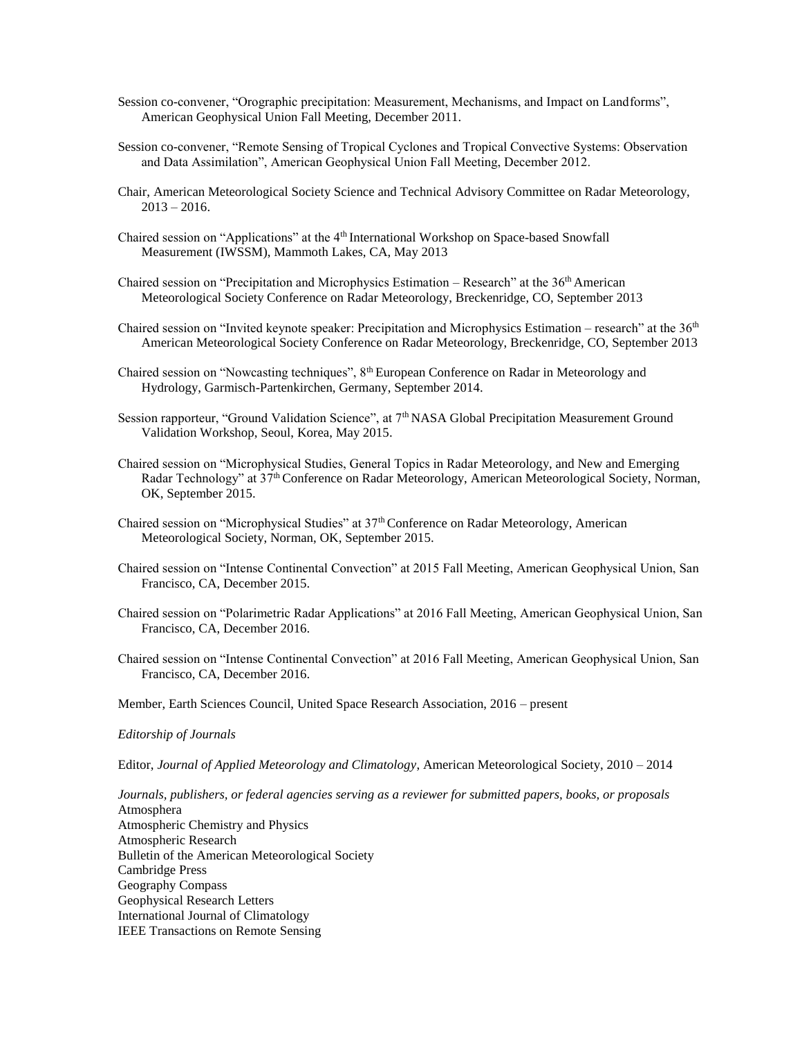Session co-convener, "Orographic precipitation: Measurement, Mechanisms, and Impact on Landforms", American Geophysical Union Fall Meeting, December 2011.

Session co-convener, "Remote Sensing of Tropical Cyclones and Tropical Convective Systems: Observation and Data Assimilation", American Geophysical Union Fall Meeting, December 2012.

Chair, American Meteorological Society Science and Technical Advisory Committee on Radar Meteorology, 2013 – 2016.

Chaired session on "Applications" at the 4th International Workshop on Space-based Snowfall Measurement (IWSSM), Mammoth Lakes, CA, May 2013

Chaired session on "Precipitation and Microphysics Estimation – Research" at the 36th American Meteorological Society Conference on Radar Meteorology, Breckenridge, CO, September 2013

Chaired session on "Invited keynote speaker: Precipitation and Microphysics Estimation – research" at the 36th American Meteorological Society Conference on Radar Meteorology, Breckenridge, CO, September 2013

Chaired session on "Nowcasting techniques", 8th European Conference on Radar in Meteorology and Hydrology, Garmisch-Partenkirchen, Germany, September 2014.

Session rapporteur, "Ground Validation Science", at 7th NASA Global Precipitation Measurement Ground Validation Workshop, Seoul, Korea, May 2015.

Chaired session on "Microphysical Studies, General Topics in Radar Meteorology, and New and Emerging Radar Technology" at 37th Conference on Radar Meteorology, American Meteorological Society, Norman, OK, September 2015.

Chaired session on "Microphysical Studies" at 37th Conference on Radar Meteorology, American Meteorological Society, Norman, OK, September 2015.

Chaired session on "Intense Continental Convection" at 2015 Fall Meeting, American Geophysical Union, San Francisco, CA, December 2015.

Chaired session on "Polarimetric Radar Applications" at 2016 Fall Meeting, American Geophysical Union, San Francisco, CA, December 2016.

Chaired session on "Intense Continental Convection" at 2016 Fall Meeting, American Geophysical Union, San Francisco, CA, December 2016.

Member, Earth Sciences Council, United Space Research Association, 2016 – present

*Editorship of Journals*

Editor, *Journal of Applied Meteorology and Climatology*, American Meteorological Society, 2010 – 2014

*Journals, publishers, or federal agencies serving as a reviewer for submitted papers, books, or proposals*

Atmosphera
Atmospheric Chemistry and Physics
Atmospheric Research
Bulletin of the American Meteorological Society
Cambridge Press
Geography Compass
Geophysical Research Letters
International Journal of Climatology
IEEE Transactions on Remote Sensing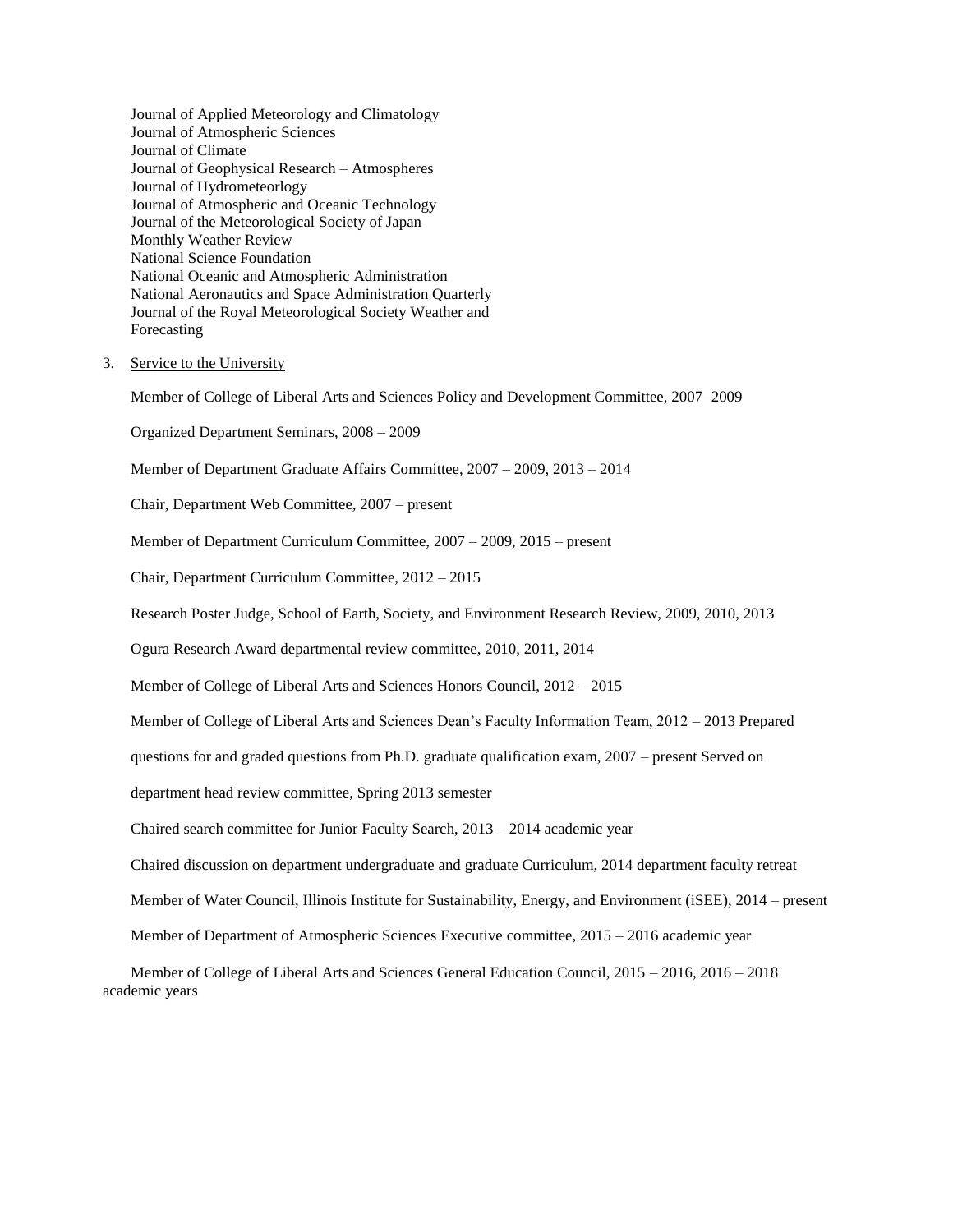Journal of Applied Meteorology and Climatology
Journal of Atmospheric Sciences
Journal of Climate
Journal of Geophysical Research – Atmospheres
Journal of Hydrometeorlogy
Journal of Atmospheric and Oceanic Technology
Journal of the Meteorological Society of Japan
Monthly Weather Review
National Science Foundation
National Oceanic and Atmospheric Administration
National Aeronautics and Space Administration Quarterly
Journal of the Royal Meteorological Society Weather and Forecasting

3. Service to the University

Member of College of Liberal Arts and Sciences Policy and Development Committee, 2007–2009

Organized Department Seminars, 2008 – 2009

Member of Department Graduate Affairs Committee, 2007 – 2009, 2013 – 2014

Chair, Department Web Committee, 2007 – present

Member of Department Curriculum Committee, 2007 – 2009, 2015 – present

Chair, Department Curriculum Committee, 2012 – 2015

Research Poster Judge, School of Earth, Society, and Environment Research Review, 2009, 2010, 2013

Ogura Research Award departmental review committee, 2010, 2011, 2014

Member of College of Liberal Arts and Sciences Honors Council, 2012 – 2015

Member of College of Liberal Arts and Sciences Dean's Faculty Information Team, 2012 – 2013 Prepared questions for and graded questions from Ph.D. graduate qualification exam, 2007 – present Served on department head review committee, Spring 2013 semester

Chaired search committee for Junior Faculty Search, 2013 – 2014 academic year

Chaired discussion on department undergraduate and graduate Curriculum, 2014 department faculty retreat

Member of Water Council, Illinois Institute for Sustainability, Energy, and Environment (iSEE), 2014 – present

Member of Department of Atmospheric Sciences Executive committee, 2015 – 2016 academic year

Member of College of Liberal Arts and Sciences General Education Council, 2015 – 2016, 2016 – 2018 academic years